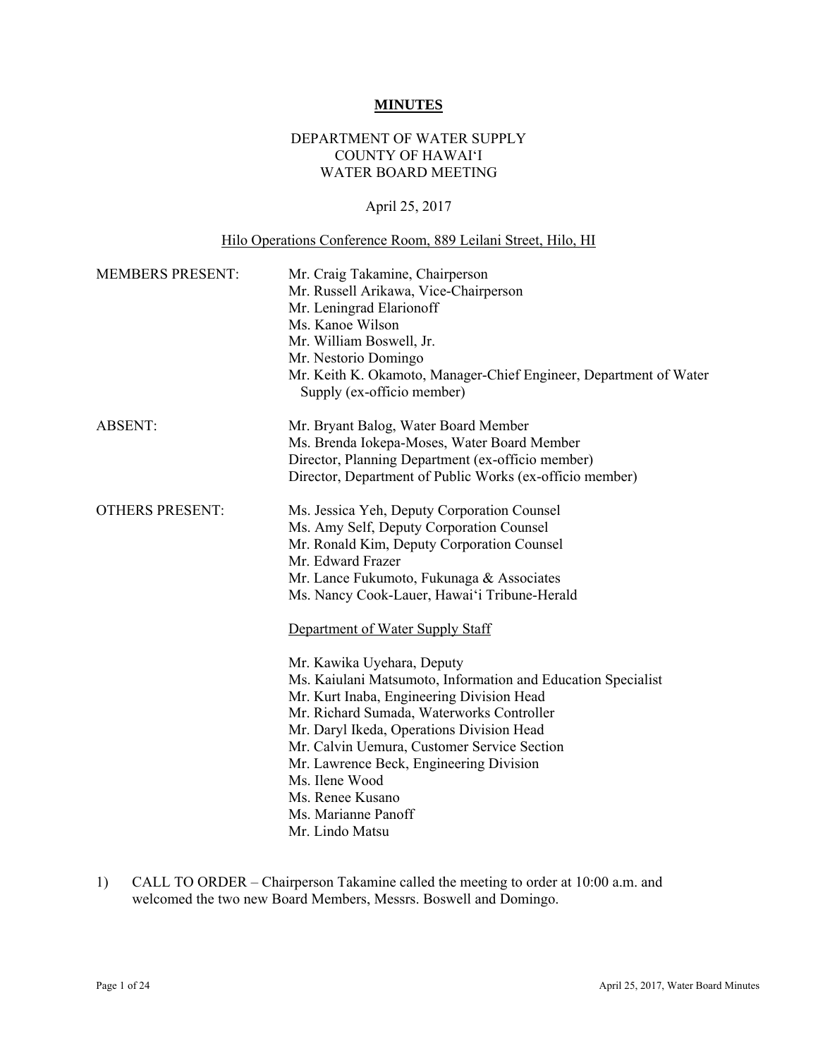**MINUTES**

DEPARTMENT OF WATER SUPPLY
COUNTY OF HAWAIʻI
WATER BOARD MEETING

April 25, 2017

Hilo Operations Conference Room, 889 Leilani Street, Hilo, HI

| | |
|---|---|
| MEMBERS PRESENT: | Mr. Craig Takamine, Chairperson<br>Mr. Russell Arikawa, Vice-Chairperson<br>Mr. Leningrad Elarionoff<br>Ms. Kanoe Wilson<br>Mr. William Boswell, Jr.<br>Mr. Nestorio Domingo<br>Mr. Keith K. Okamoto, Manager-Chief Engineer, Department of Water Supply (ex-officio member) |
| ABSENT: | Mr. Bryant Balog, Water Board Member<br>Ms. Brenda Iokepa-Moses, Water Board Member<br>Director, Planning Department (ex-officio member)<br>Director, Department of Public Works (ex-officio member) |
| OTHERS PRESENT: | Ms. Jessica Yeh, Deputy Corporation Counsel<br>Ms. Amy Self, Deputy Corporation Counsel<br>Mr. Ronald Kim, Deputy Corporation Counsel<br>Mr. Edward Frazer<br>Mr. Lance Fukumoto, Fukunaga & Associates<br>Ms. Nancy Cook-Lauer, Hawaiʻi Tribune-Herald |
| | Department of Water Supply Staff |
| | Mr. Kawika Uyehara, Deputy<br>Ms. Kaiulani Matsumoto, Information and Education Specialist<br>Mr. Kurt Inaba, Engineering Division Head<br>Mr. Richard Sumada, Waterworks Controller<br>Mr. Daryl Ikeda, Operations Division Head<br>Mr. Calvin Uemura, Customer Service Section<br>Mr. Lawrence Beck, Engineering Division<br>Ms. Ilene Wood<br>Ms. Renee Kusano<br>Ms. Marianne Panoff<br>Mr. Lindo Matsu |

1) CALL TO ORDER – Chairperson Takamine called the meeting to order at 10:00 a.m. and welcomed the two new Board Members, Messrs. Boswell and Domingo.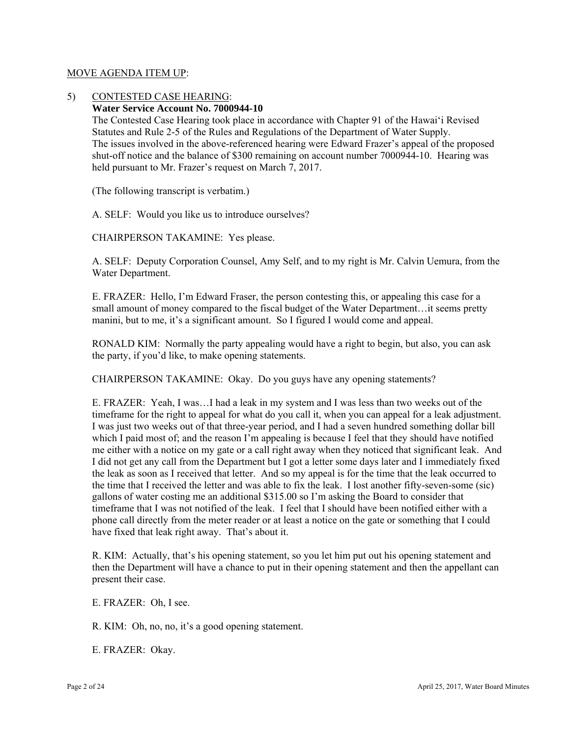MOVE AGENDA ITEM UP:

5) CONTESTED CASE HEARING:
**Water Service Account No. 7000944-10**
The Contested Case Hearing took place in accordance with Chapter 91 of the Hawai'i Revised Statutes and Rule 2-5 of the Rules and Regulations of the Department of Water Supply. The issues involved in the above-referenced hearing were Edward Frazer's appeal of the proposed shut-off notice and the balance of $300 remaining on account number 7000944-10. Hearing was held pursuant to Mr. Frazer's request on March 7, 2017.

(The following transcript is verbatim.)

A. SELF: Would you like us to introduce ourselves?

CHAIRPERSON TAKAMINE: Yes please.

A. SELF: Deputy Corporation Counsel, Amy Self, and to my right is Mr. Calvin Uemura, from the Water Department.

E. FRAZER: Hello, I'm Edward Fraser, the person contesting this, or appealing this case for a small amount of money compared to the fiscal budget of the Water Department…it seems pretty manini, but to me, it's a significant amount. So I figured I would come and appeal.

RONALD KIM: Normally the party appealing would have a right to begin, but also, you can ask the party, if you'd like, to make opening statements.

CHAIRPERSON TAKAMINE: Okay. Do you guys have any opening statements?

E. FRAZER: Yeah, I was…I had a leak in my system and I was less than two weeks out of the timeframe for the right to appeal for what do you call it, when you can appeal for a leak adjustment. I was just two weeks out of that three-year period, and I had a seven hundred something dollar bill which I paid most of; and the reason I'm appealing is because I feel that they should have notified me either with a notice on my gate or a call right away when they noticed that significant leak. And I did not get any call from the Department but I got a letter some days later and I immediately fixed the leak as soon as I received that letter. And so my appeal is for the time that the leak occurred to the time that I received the letter and was able to fix the leak. I lost another fifty-seven-some (sic) gallons of water costing me an additional $315.00 so I'm asking the Board to consider that timeframe that I was not notified of the leak. I feel that I should have been notified either with a phone call directly from the meter reader or at least a notice on the gate or something that I could have fixed that leak right away. That's about it.

R. KIM: Actually, that's his opening statement, so you let him put out his opening statement and then the Department will have a chance to put in their opening statement and then the appellant can present their case.

E. FRAZER: Oh, I see.

R. KIM: Oh, no, no, it's a good opening statement.

E. FRAZER: Okay.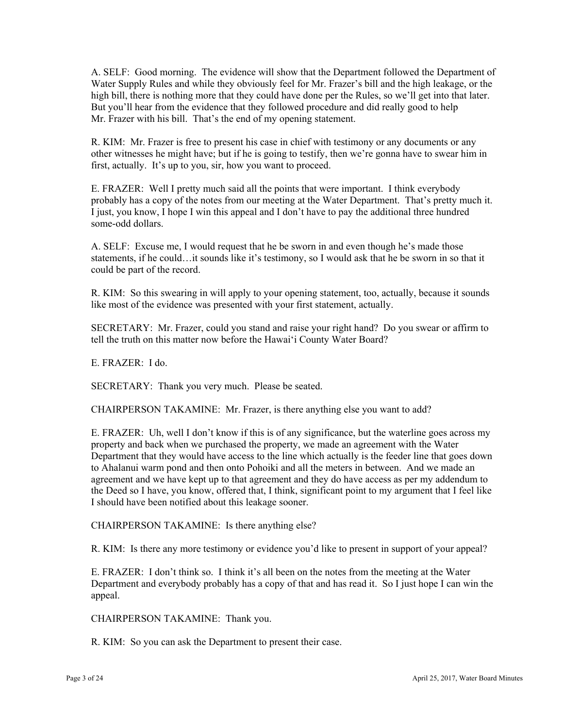A. SELF: Good morning. The evidence will show that the Department followed the Department of Water Supply Rules and while they obviously feel for Mr. Frazer's bill and the high leakage, or the high bill, there is nothing more that they could have done per the Rules, so we'll get into that later. But you'll hear from the evidence that they followed procedure and did really good to help Mr. Frazer with his bill. That's the end of my opening statement.

R. KIM: Mr. Frazer is free to present his case in chief with testimony or any documents or any other witnesses he might have; but if he is going to testify, then we're gonna have to swear him in first, actually. It's up to you, sir, how you want to proceed.

E. FRAZER: Well I pretty much said all the points that were important. I think everybody probably has a copy of the notes from our meeting at the Water Department. That's pretty much it. I just, you know, I hope I win this appeal and I don't have to pay the additional three hundred some-odd dollars.

A. SELF: Excuse me, I would request that he be sworn in and even though he's made those statements, if he could…it sounds like it's testimony, so I would ask that he be sworn in so that it could be part of the record.

R. KIM: So this swearing in will apply to your opening statement, too, actually, because it sounds like most of the evidence was presented with your first statement, actually.

SECRETARY: Mr. Frazer, could you stand and raise your right hand? Do you swear or affirm to tell the truth on this matter now before the Hawai'i County Water Board?

E. FRAZER: I do.

SECRETARY: Thank you very much. Please be seated.

CHAIRPERSON TAKAMINE: Mr. Frazer, is there anything else you want to add?

E. FRAZER: Uh, well I don't know if this is of any significance, but the waterline goes across my property and back when we purchased the property, we made an agreement with the Water Department that they would have access to the line which actually is the feeder line that goes down to Ahalanui warm pond and then onto Pohoiki and all the meters in between. And we made an agreement and we have kept up to that agreement and they do have access as per my addendum to the Deed so I have, you know, offered that, I think, significant point to my argument that I feel like I should have been notified about this leakage sooner.

CHAIRPERSON TAKAMINE: Is there anything else?

R. KIM: Is there any more testimony or evidence you'd like to present in support of your appeal?

E. FRAZER: I don't think so. I think it's all been on the notes from the meeting at the Water Department and everybody probably has a copy of that and has read it. So I just hope I can win the appeal.

CHAIRPERSON TAKAMINE: Thank you.

R. KIM: So you can ask the Department to present their case.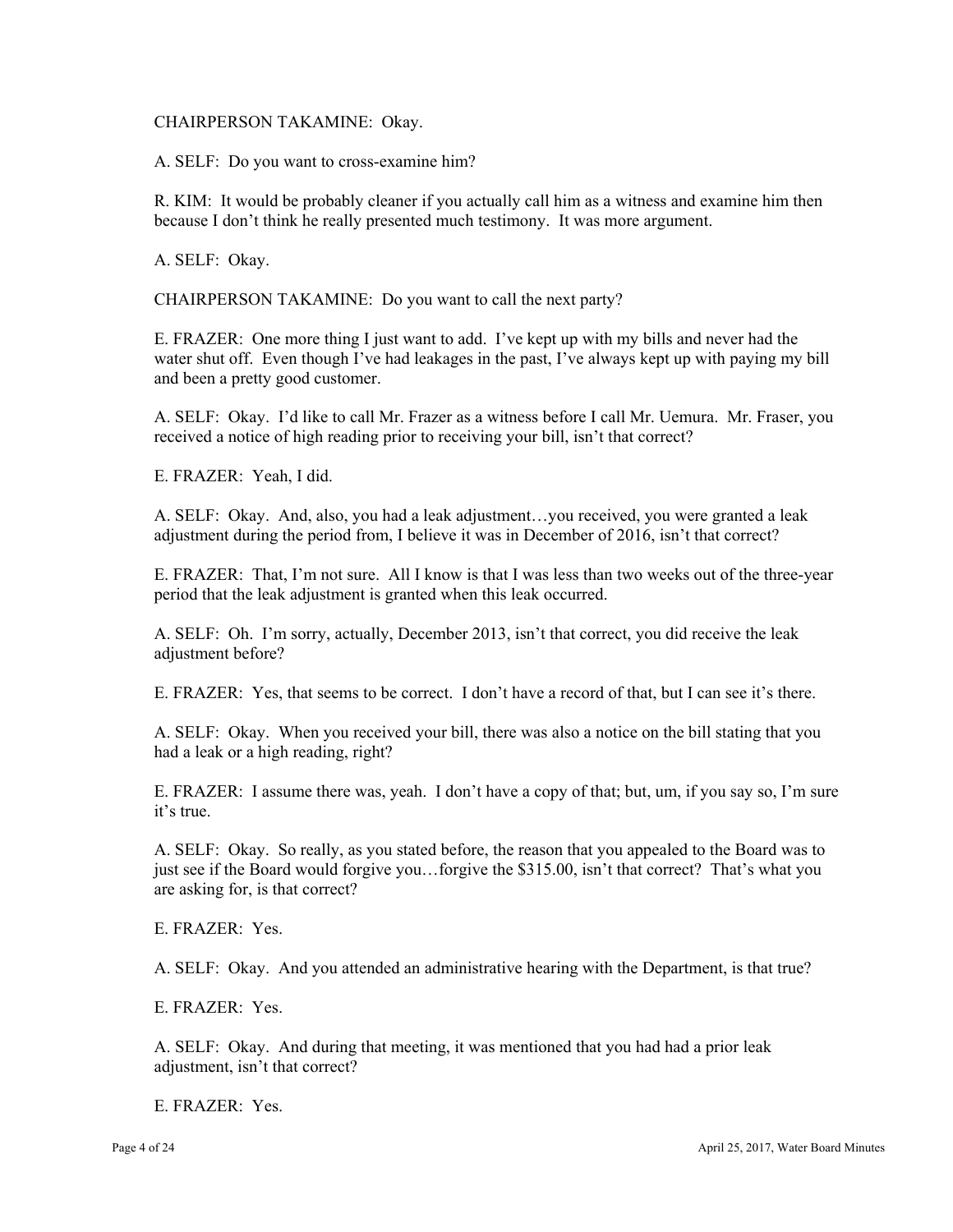CHAIRPERSON TAKAMINE: Okay.

A. SELF: Do you want to cross-examine him?

R. KIM: It would be probably cleaner if you actually call him as a witness and examine him then because I don't think he really presented much testimony. It was more argument.

A. SELF: Okay.

CHAIRPERSON TAKAMINE: Do you want to call the next party?

E. FRAZER: One more thing I just want to add. I've kept up with my bills and never had the water shut off. Even though I've had leakages in the past, I've always kept up with paying my bill and been a pretty good customer.

A. SELF: Okay. I'd like to call Mr. Frazer as a witness before I call Mr. Uemura. Mr. Fraser, you received a notice of high reading prior to receiving your bill, isn't that correct?

E. FRAZER: Yeah, I did.

A. SELF: Okay. And, also, you had a leak adjustment…you received, you were granted a leak adjustment during the period from, I believe it was in December of 2016, isn't that correct?

E. FRAZER: That, I'm not sure. All I know is that I was less than two weeks out of the three-year period that the leak adjustment is granted when this leak occurred.

A. SELF: Oh. I'm sorry, actually, December 2013, isn't that correct, you did receive the leak adjustment before?

E. FRAZER: Yes, that seems to be correct. I don't have a record of that, but I can see it's there.

A. SELF: Okay. When you received your bill, there was also a notice on the bill stating that you had a leak or a high reading, right?

E. FRAZER: I assume there was, yeah. I don't have a copy of that; but, um, if you say so, I'm sure it's true.

A. SELF: Okay. So really, as you stated before, the reason that you appealed to the Board was to just see if the Board would forgive you…forgive the $315.00, isn't that correct? That's what you are asking for, is that correct?

E. FRAZER: Yes.

A. SELF: Okay. And you attended an administrative hearing with the Department, is that true?

E. FRAZER: Yes.

A. SELF: Okay. And during that meeting, it was mentioned that you had had a prior leak adjustment, isn't that correct?

E. FRAZER: Yes.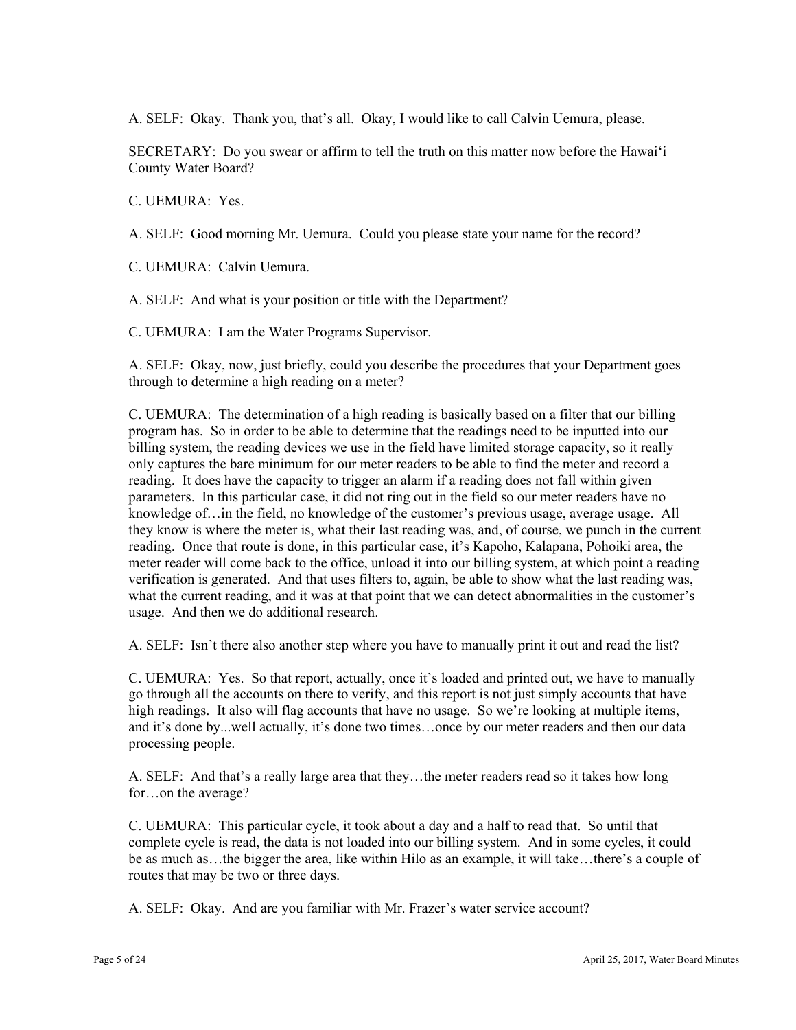A. SELF: Okay. Thank you, that's all. Okay, I would like to call Calvin Uemura, please.

SECRETARY: Do you swear or affirm to tell the truth on this matter now before the Hawai'i County Water Board?

C. UEMURA: Yes.

A. SELF: Good morning Mr. Uemura. Could you please state your name for the record?

C. UEMURA: Calvin Uemura.

A. SELF: And what is your position or title with the Department?

C. UEMURA: I am the Water Programs Supervisor.

A. SELF: Okay, now, just briefly, could you describe the procedures that your Department goes through to determine a high reading on a meter?

C. UEMURA: The determination of a high reading is basically based on a filter that our billing program has. So in order to be able to determine that the readings need to be inputted into our billing system, the reading devices we use in the field have limited storage capacity, so it really only captures the bare minimum for our meter readers to be able to find the meter and record a reading. It does have the capacity to trigger an alarm if a reading does not fall within given parameters. In this particular case, it did not ring out in the field so our meter readers have no knowledge of…in the field, no knowledge of the customer's previous usage, average usage. All they know is where the meter is, what their last reading was, and, of course, we punch in the current reading. Once that route is done, in this particular case, it's Kapoho, Kalapana, Pohoiki area, the meter reader will come back to the office, unload it into our billing system, at which point a reading verification is generated. And that uses filters to, again, be able to show what the last reading was, what the current reading, and it was at that point that we can detect abnormalities in the customer's usage. And then we do additional research.

A. SELF: Isn't there also another step where you have to manually print it out and read the list?

C. UEMURA: Yes. So that report, actually, once it's loaded and printed out, we have to manually go through all the accounts on there to verify, and this report is not just simply accounts that have high readings. It also will flag accounts that have no usage. So we're looking at multiple items, and it's done by...well actually, it's done two times…once by our meter readers and then our data processing people.

A. SELF: And that's a really large area that they…the meter readers read so it takes how long for…on the average?

C. UEMURA: This particular cycle, it took about a day and a half to read that. So until that complete cycle is read, the data is not loaded into our billing system. And in some cycles, it could be as much as…the bigger the area, like within Hilo as an example, it will take…there's a couple of routes that may be two or three days.

A. SELF: Okay. And are you familiar with Mr. Frazer's water service account?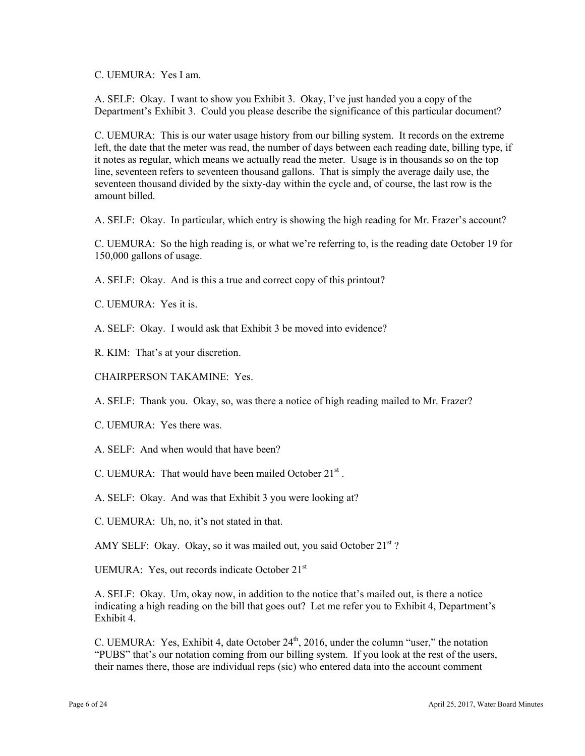C. UEMURA: Yes I am.

A. SELF: Okay. I want to show you Exhibit 3. Okay, I've just handed you a copy of the Department's Exhibit 3. Could you please describe the significance of this particular document?

C. UEMURA: This is our water usage history from our billing system. It records on the extreme left, the date that the meter was read, the number of days between each reading date, billing type, if it notes as regular, which means we actually read the meter. Usage is in thousands so on the top line, seventeen refers to seventeen thousand gallons. That is simply the average daily use, the seventeen thousand divided by the sixty-day within the cycle and, of course, the last row is the amount billed.

A. SELF: Okay. In particular, which entry is showing the high reading for Mr. Frazer's account?

C. UEMURA: So the high reading is, or what we're referring to, is the reading date October 19 for 150,000 gallons of usage.

A. SELF: Okay. And is this a true and correct copy of this printout?

C. UEMURA: Yes it is.

A. SELF: Okay. I would ask that Exhibit 3 be moved into evidence?

R. KIM: That's at your discretion.

CHAIRPERSON TAKAMINE: Yes.

A. SELF: Thank you. Okay, so, was there a notice of high reading mailed to Mr. Frazer?

C. UEMURA: Yes there was.

A. SELF: And when would that have been?

C. UEMURA: That would have been mailed October 21st .

A. SELF: Okay. And was that Exhibit 3 you were looking at?

C. UEMURA: Uh, no, it's not stated in that.

AMY SELF: Okay. Okay, so it was mailed out, you said October 21st ?

UEMURA: Yes, out records indicate October 21st

A. SELF: Okay. Um, okay now, in addition to the notice that's mailed out, is there a notice indicating a high reading on the bill that goes out? Let me refer you to Exhibit 4, Department's Exhibit 4.

C. UEMURA: Yes, Exhibit 4, date October 24th, 2016, under the column "user," the notation "PUBS" that's our notation coming from our billing system. If you look at the rest of the users, their names there, those are individual reps (sic) who entered data into the account comment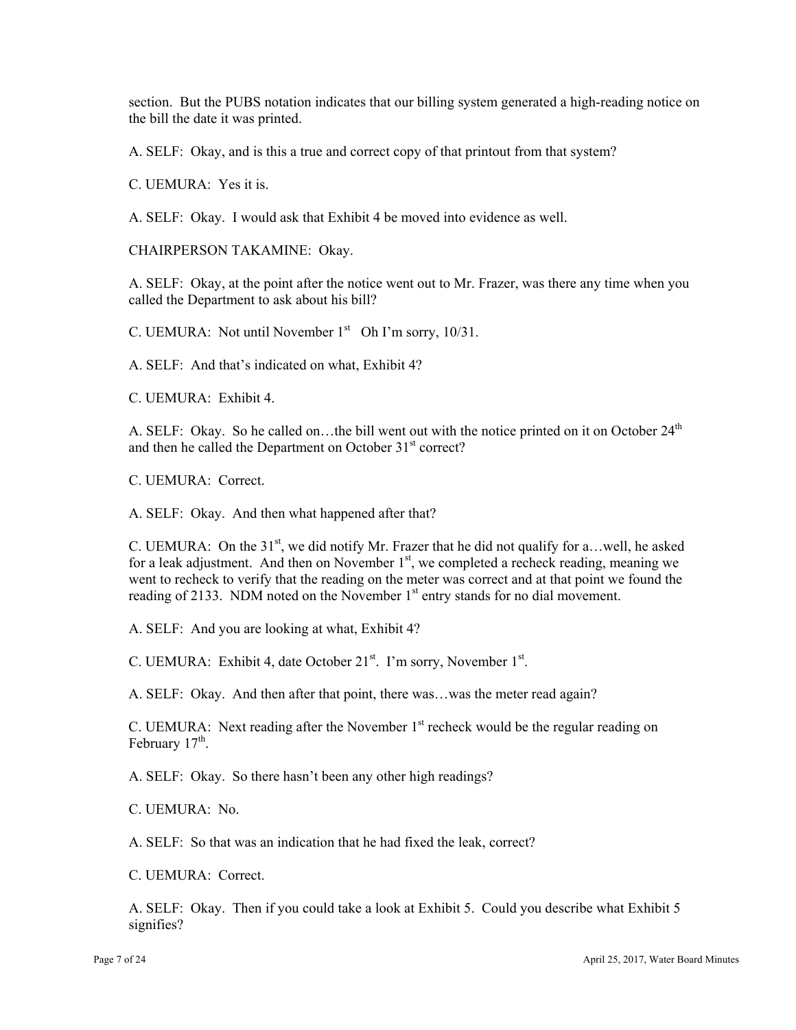section. But the PUBS notation indicates that our billing system generated a high-reading notice on the bill the date it was printed.

A. SELF: Okay, and is this a true and correct copy of that printout from that system?

C. UEMURA: Yes it is.

A. SELF: Okay. I would ask that Exhibit 4 be moved into evidence as well.

CHAIRPERSON TAKAMINE: Okay.

A. SELF: Okay, at the point after the notice went out to Mr. Frazer, was there any time when you called the Department to ask about his bill?

C. UEMURA: Not until November 1st Oh I'm sorry, 10/31.

A. SELF: And that's indicated on what, Exhibit 4?

C. UEMURA: Exhibit 4.

A. SELF: Okay. So he called on…the bill went out with the notice printed on it on October 24th and then he called the Department on October 31st correct?

C. UEMURA: Correct.

A. SELF: Okay. And then what happened after that?

C. UEMURA: On the 31st, we did notify Mr. Frazer that he did not qualify for a…well, he asked for a leak adjustment. And then on November 1st, we completed a recheck reading, meaning we went to recheck to verify that the reading on the meter was correct and at that point we found the reading of 2133. NDM noted on the November 1st entry stands for no dial movement.

A. SELF: And you are looking at what, Exhibit 4?

C. UEMURA: Exhibit 4, date October 21st. I'm sorry, November 1st.

A. SELF: Okay. And then after that point, there was…was the meter read again?

C. UEMURA: Next reading after the November 1st recheck would be the regular reading on February 17th.

A. SELF: Okay. So there hasn't been any other high readings?

C. UEMURA: No.

A. SELF: So that was an indication that he had fixed the leak, correct?

C. UEMURA: Correct.

A. SELF: Okay. Then if you could take a look at Exhibit 5. Could you describe what Exhibit 5 signifies?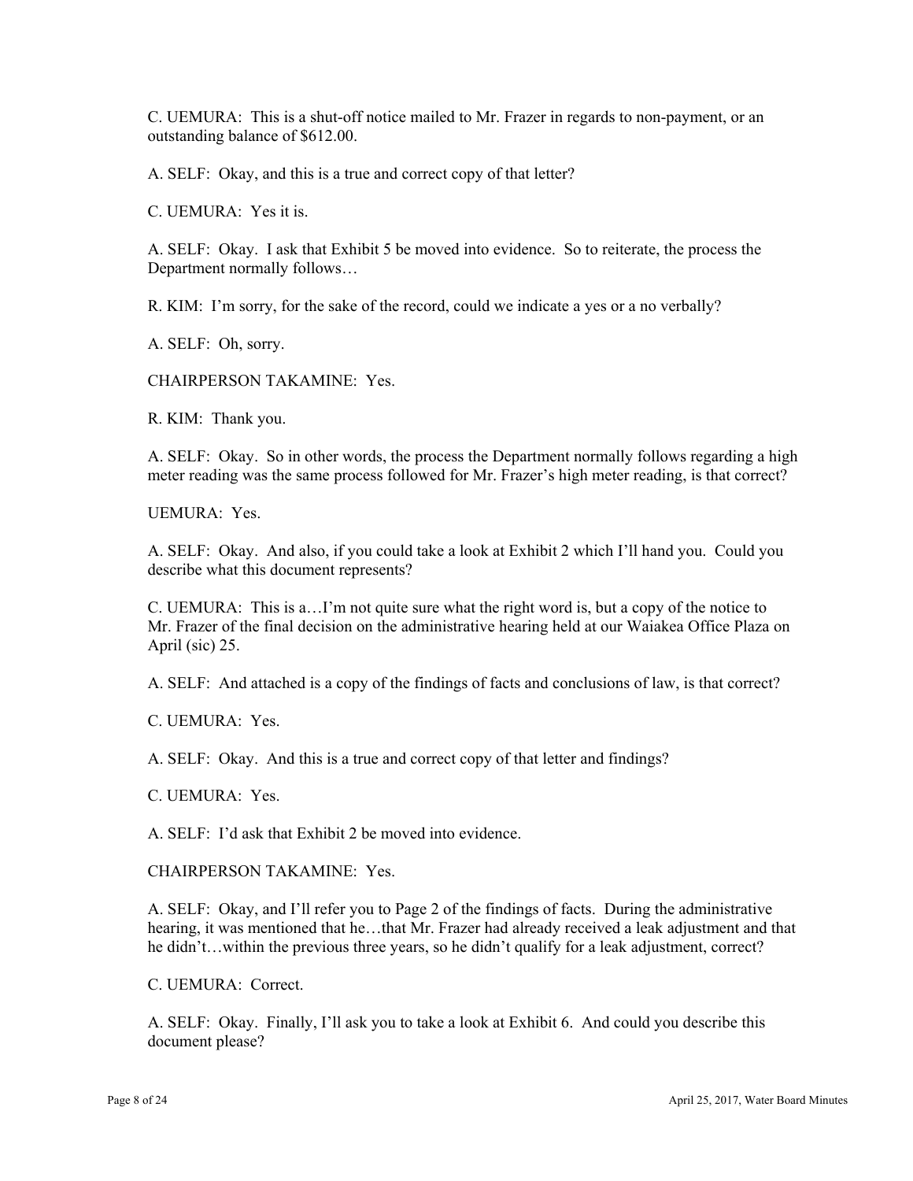C. UEMURA: This is a shut-off notice mailed to Mr. Frazer in regards to non-payment, or an outstanding balance of $612.00.

A. SELF: Okay, and this is a true and correct copy of that letter?

C. UEMURA: Yes it is.

A. SELF: Okay. I ask that Exhibit 5 be moved into evidence. So to reiterate, the process the Department normally follows…

R. KIM: I'm sorry, for the sake of the record, could we indicate a yes or a no verbally?

A. SELF: Oh, sorry.

CHAIRPERSON TAKAMINE: Yes.

R. KIM: Thank you.

A. SELF: Okay. So in other words, the process the Department normally follows regarding a high meter reading was the same process followed for Mr. Frazer's high meter reading, is that correct?

UEMURA: Yes.

A. SELF: Okay. And also, if you could take a look at Exhibit 2 which I'll hand you. Could you describe what this document represents?

C. UEMURA: This is a…I'm not quite sure what the right word is, but a copy of the notice to Mr. Frazer of the final decision on the administrative hearing held at our Waiakea Office Plaza on April (sic) 25.

A. SELF: And attached is a copy of the findings of facts and conclusions of law, is that correct?

C. UEMURA: Yes.

A. SELF: Okay. And this is a true and correct copy of that letter and findings?

C. UEMURA: Yes.

A. SELF: I'd ask that Exhibit 2 be moved into evidence.

CHAIRPERSON TAKAMINE: Yes.

A. SELF: Okay, and I'll refer you to Page 2 of the findings of facts. During the administrative hearing, it was mentioned that he…that Mr. Frazer had already received a leak adjustment and that he didn't…within the previous three years, so he didn't qualify for a leak adjustment, correct?

C. UEMURA: Correct.

A. SELF: Okay. Finally, I'll ask you to take a look at Exhibit 6. And could you describe this document please?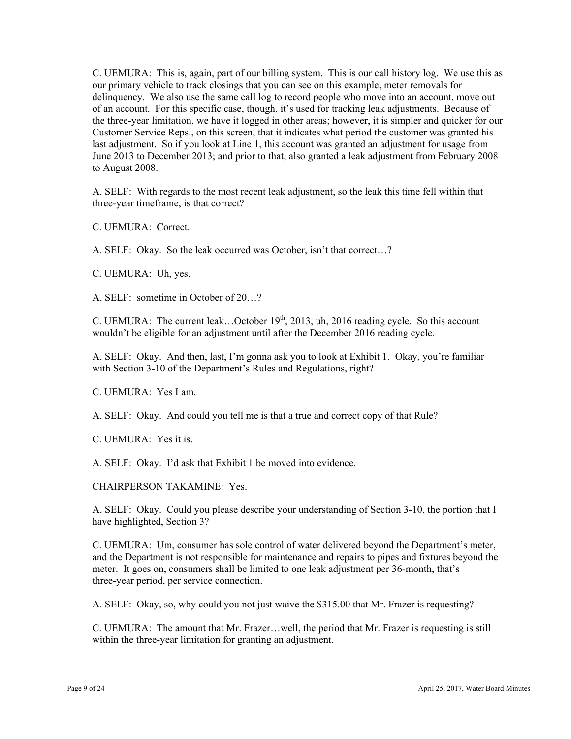C. UEMURA: This is, again, part of our billing system. This is our call history log. We use this as our primary vehicle to track closings that you can see on this example, meter removals for delinquency. We also use the same call log to record people who move into an account, move out of an account. For this specific case, though, it's used for tracking leak adjustments. Because of the three-year limitation, we have it logged in other areas; however, it is simpler and quicker for our Customer Service Reps., on this screen, that it indicates what period the customer was granted his last adjustment. So if you look at Line 1, this account was granted an adjustment for usage from June 2013 to December 2013; and prior to that, also granted a leak adjustment from February 2008 to August 2008.

A. SELF: With regards to the most recent leak adjustment, so the leak this time fell within that three-year timeframe, is that correct?

C. UEMURA: Correct.

A. SELF: Okay. So the leak occurred was October, isn't that correct…?

C. UEMURA: Uh, yes.

A. SELF: sometime in October of 20…?

C. UEMURA: The current leak…October 19th, 2013, uh, 2016 reading cycle. So this account wouldn't be eligible for an adjustment until after the December 2016 reading cycle.

A. SELF: Okay. And then, last, I'm gonna ask you to look at Exhibit 1. Okay, you're familiar with Section 3-10 of the Department's Rules and Regulations, right?

C. UEMURA: Yes I am.

A. SELF: Okay. And could you tell me is that a true and correct copy of that Rule?

C. UEMURA: Yes it is.

A. SELF: Okay. I'd ask that Exhibit 1 be moved into evidence.

CHAIRPERSON TAKAMINE: Yes.

A. SELF: Okay. Could you please describe your understanding of Section 3-10, the portion that I have highlighted, Section 3?

C. UEMURA: Um, consumer has sole control of water delivered beyond the Department's meter, and the Department is not responsible for maintenance and repairs to pipes and fixtures beyond the meter. It goes on, consumers shall be limited to one leak adjustment per 36-month, that's three-year period, per service connection.

A. SELF: Okay, so, why could you not just waive the $315.00 that Mr. Frazer is requesting?

C. UEMURA: The amount that Mr. Frazer…well, the period that Mr. Frazer is requesting is still within the three-year limitation for granting an adjustment.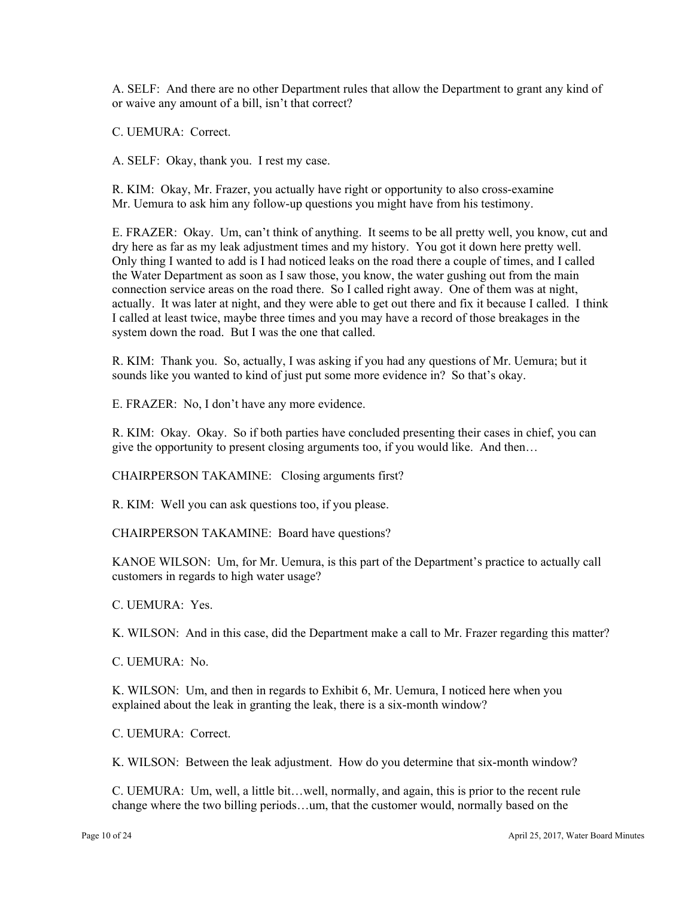A. SELF: And there are no other Department rules that allow the Department to grant any kind of or waive any amount of a bill, isn't that correct?

C. UEMURA: Correct.

A. SELF: Okay, thank you. I rest my case.

R. KIM: Okay, Mr. Frazer, you actually have right or opportunity to also cross-examine Mr. Uemura to ask him any follow-up questions you might have from his testimony.

E. FRAZER: Okay. Um, can't think of anything. It seems to be all pretty well, you know, cut and dry here as far as my leak adjustment times and my history. You got it down here pretty well. Only thing I wanted to add is I had noticed leaks on the road there a couple of times, and I called the Water Department as soon as I saw those, you know, the water gushing out from the main connection service areas on the road there. So I called right away. One of them was at night, actually. It was later at night, and they were able to get out there and fix it because I called. I think I called at least twice, maybe three times and you may have a record of those breakages in the system down the road. But I was the one that called.

R. KIM: Thank you. So, actually, I was asking if you had any questions of Mr. Uemura; but it sounds like you wanted to kind of just put some more evidence in? So that's okay.

E. FRAZER: No, I don't have any more evidence.

R. KIM: Okay. Okay. So if both parties have concluded presenting their cases in chief, you can give the opportunity to present closing arguments too, if you would like. And then…

CHAIRPERSON TAKAMINE: Closing arguments first?

R. KIM: Well you can ask questions too, if you please.

CHAIRPERSON TAKAMINE: Board have questions?

KANOE WILSON: Um, for Mr. Uemura, is this part of the Department's practice to actually call customers in regards to high water usage?

C. UEMURA: Yes.

K. WILSON: And in this case, did the Department make a call to Mr. Frazer regarding this matter?

C. UEMURA: No.

K. WILSON: Um, and then in regards to Exhibit 6, Mr. Uemura, I noticed here when you explained about the leak in granting the leak, there is a six-month window?

C. UEMURA: Correct.

K. WILSON: Between the leak adjustment. How do you determine that six-month window?

C. UEMURA: Um, well, a little bit…well, normally, and again, this is prior to the recent rule change where the two billing periods…um, that the customer would, normally based on the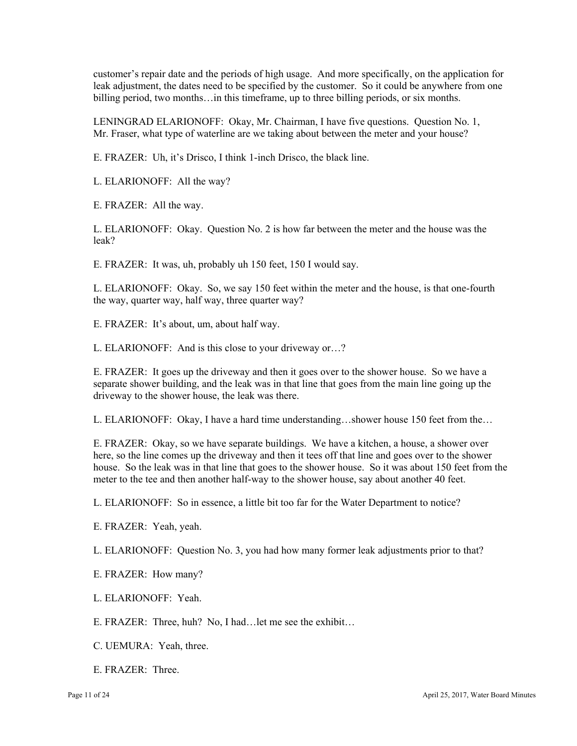customer's repair date and the periods of high usage. And more specifically, on the application for leak adjustment, the dates need to be specified by the customer. So it could be anywhere from one billing period, two months…in this timeframe, up to three billing periods, or six months.

LENINGRAD ELARIONOFF: Okay, Mr. Chairman, I have five questions. Question No. 1, Mr. Fraser, what type of waterline are we taking about between the meter and your house?

E. FRAZER: Uh, it's Drisco, I think 1-inch Drisco, the black line.

L. ELARIONOFF: All the way?

E. FRAZER: All the way.

L. ELARIONOFF: Okay. Question No. 2 is how far between the meter and the house was the leak?

E. FRAZER: It was, uh, probably uh 150 feet, 150 I would say.

L. ELARIONOFF: Okay. So, we say 150 feet within the meter and the house, is that one-fourth the way, quarter way, half way, three quarter way?

E. FRAZER: It's about, um, about half way.

L. ELARIONOFF: And is this close to your driveway or…?

E. FRAZER: It goes up the driveway and then it goes over to the shower house. So we have a separate shower building, and the leak was in that line that goes from the main line going up the driveway to the shower house, the leak was there.

L. ELARIONOFF: Okay, I have a hard time understanding…shower house 150 feet from the…

E. FRAZER: Okay, so we have separate buildings. We have a kitchen, a house, a shower over here, so the line comes up the driveway and then it tees off that line and goes over to the shower house. So the leak was in that line that goes to the shower house. So it was about 150 feet from the meter to the tee and then another half-way to the shower house, say about another 40 feet.

L. ELARIONOFF: So in essence, a little bit too far for the Water Department to notice?

E. FRAZER: Yeah, yeah.

L. ELARIONOFF: Question No. 3, you had how many former leak adjustments prior to that?

E. FRAZER: How many?

L. ELARIONOFF: Yeah.

E. FRAZER: Three, huh? No, I had…let me see the exhibit…

C. UEMURA: Yeah, three.

E. FRAZER: Three.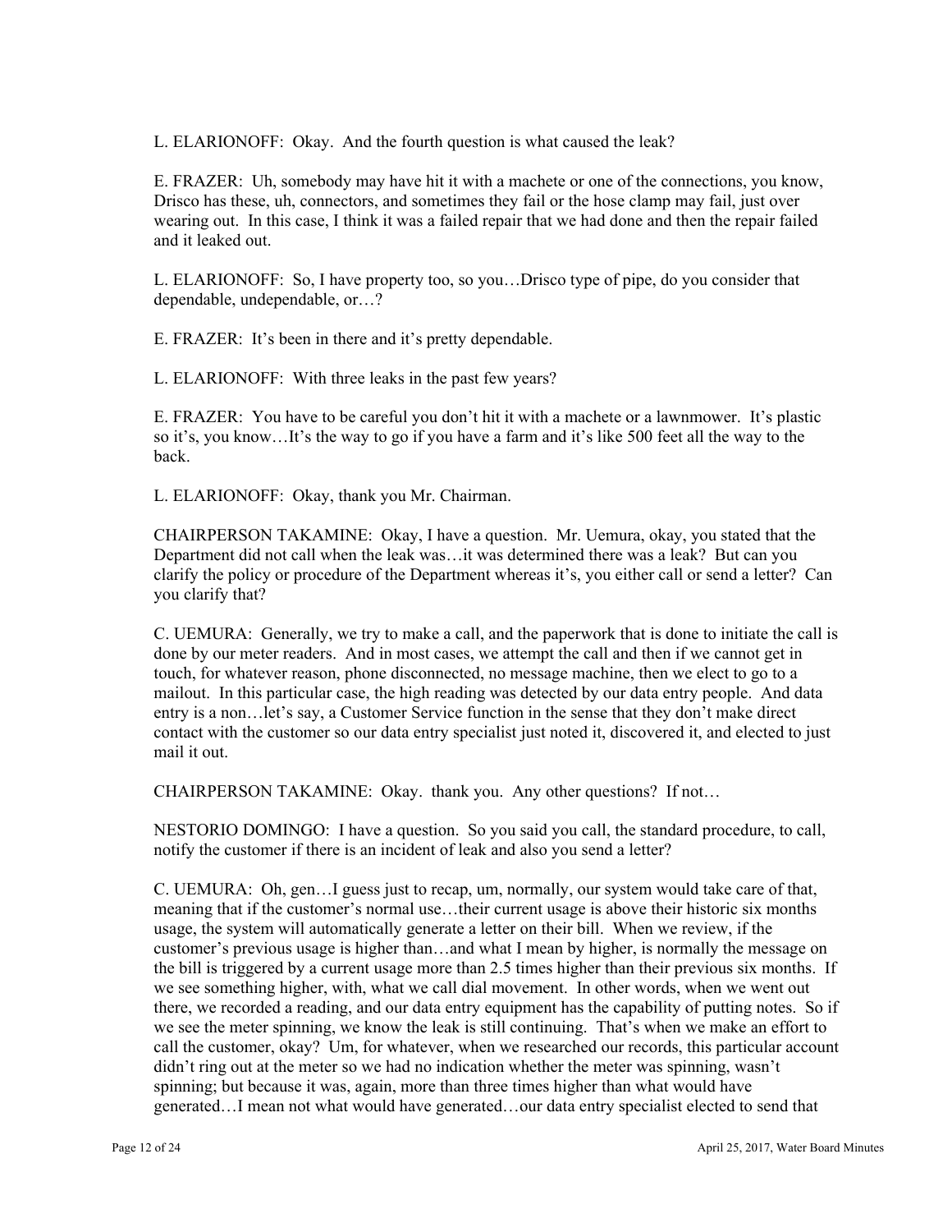L. ELARIONOFF: Okay. And the fourth question is what caused the leak?

E. FRAZER: Uh, somebody may have hit it with a machete or one of the connections, you know, Drisco has these, uh, connectors, and sometimes they fail or the hose clamp may fail, just over wearing out. In this case, I think it was a failed repair that we had done and then the repair failed and it leaked out.

L. ELARIONOFF: So, I have property too, so you…Drisco type of pipe, do you consider that dependable, undependable, or…?

E. FRAZER: It's been in there and it's pretty dependable.

L. ELARIONOFF: With three leaks in the past few years?

E. FRAZER: You have to be careful you don't hit it with a machete or a lawnmower. It's plastic so it's, you know…It's the way to go if you have a farm and it's like 500 feet all the way to the back.

L. ELARIONOFF: Okay, thank you Mr. Chairman.

CHAIRPERSON TAKAMINE: Okay, I have a question. Mr. Uemura, okay, you stated that the Department did not call when the leak was…it was determined there was a leak? But can you clarify the policy or procedure of the Department whereas it's, you either call or send a letter? Can you clarify that?

C. UEMURA: Generally, we try to make a call, and the paperwork that is done to initiate the call is done by our meter readers. And in most cases, we attempt the call and then if we cannot get in touch, for whatever reason, phone disconnected, no message machine, then we elect to go to a mailout. In this particular case, the high reading was detected by our data entry people. And data entry is a non…let's say, a Customer Service function in the sense that they don't make direct contact with the customer so our data entry specialist just noted it, discovered it, and elected to just mail it out.

CHAIRPERSON TAKAMINE: Okay. thank you. Any other questions? If not…

NESTORIO DOMINGO: I have a question. So you said you call, the standard procedure, to call, notify the customer if there is an incident of leak and also you send a letter?

C. UEMURA: Oh, gen…I guess just to recap, um, normally, our system would take care of that, meaning that if the customer's normal use…their current usage is above their historic six months usage, the system will automatically generate a letter on their bill. When we review, if the customer's previous usage is higher than…and what I mean by higher, is normally the message on the bill is triggered by a current usage more than 2.5 times higher than their previous six months. If we see something higher, with, what we call dial movement. In other words, when we went out there, we recorded a reading, and our data entry equipment has the capability of putting notes. So if we see the meter spinning, we know the leak is still continuing. That's when we make an effort to call the customer, okay? Um, for whatever, when we researched our records, this particular account didn't ring out at the meter so we had no indication whether the meter was spinning, wasn't spinning; but because it was, again, more than three times higher than what would have generated…I mean not what would have generated…our data entry specialist elected to send that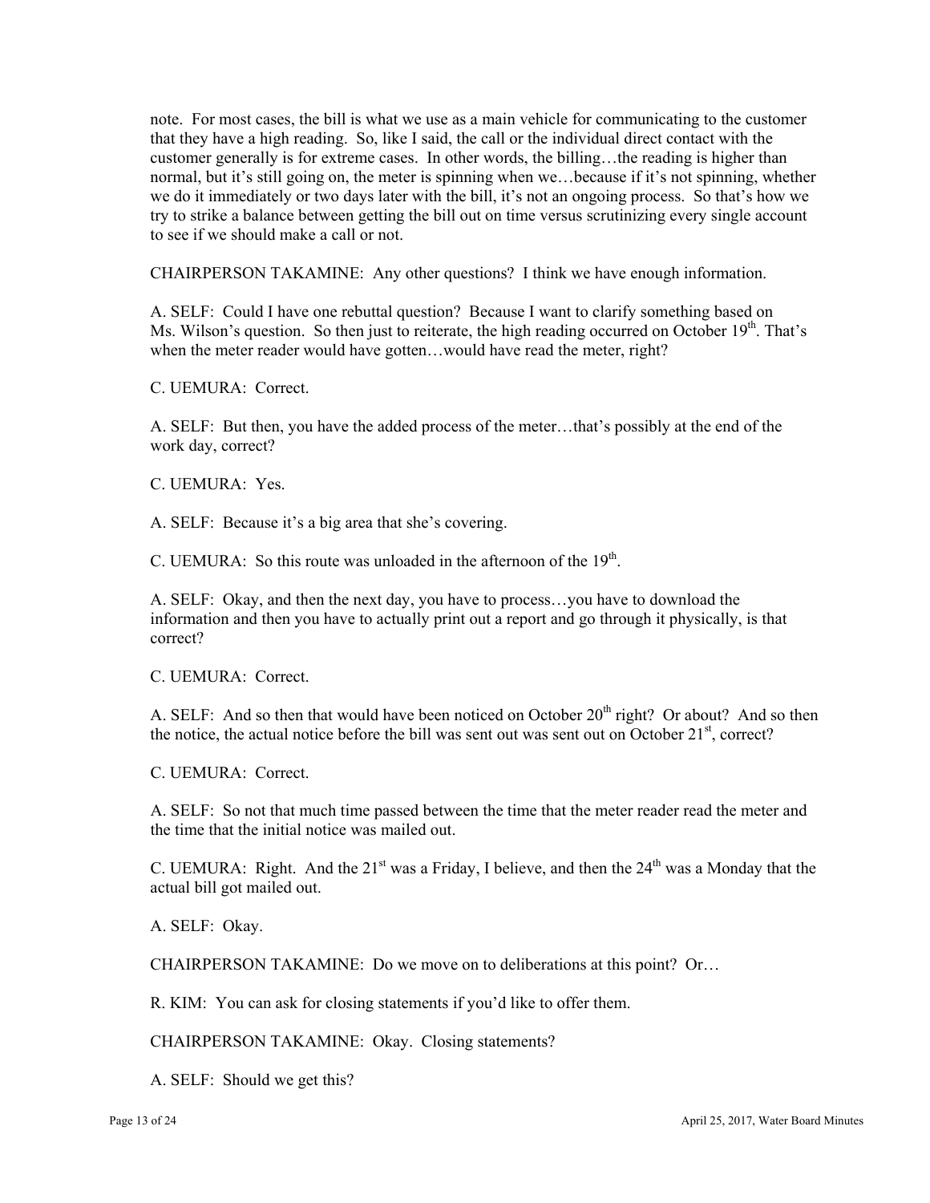note. For most cases, the bill is what we use as a main vehicle for communicating to the customer that they have a high reading. So, like I said, the call or the individual direct contact with the customer generally is for extreme cases. In other words, the billing…the reading is higher than normal, but it's still going on, the meter is spinning when we…because if it's not spinning, whether we do it immediately or two days later with the bill, it's not an ongoing process. So that's how we try to strike a balance between getting the bill out on time versus scrutinizing every single account to see if we should make a call or not.

CHAIRPERSON TAKAMINE: Any other questions? I think we have enough information.

A. SELF: Could I have one rebuttal question? Because I want to clarify something based on Ms. Wilson's question. So then just to reiterate, the high reading occurred on October 19th. That's when the meter reader would have gotten…would have read the meter, right?

C. UEMURA: Correct.

A. SELF: But then, you have the added process of the meter…that's possibly at the end of the work day, correct?

C. UEMURA: Yes.

A. SELF: Because it's a big area that she's covering.

C. UEMURA: So this route was unloaded in the afternoon of the 19th.

A. SELF: Okay, and then the next day, you have to process…you have to download the information and then you have to actually print out a report and go through it physically, is that correct?

C. UEMURA: Correct.

A. SELF: And so then that would have been noticed on October 20th right? Or about? And so then the notice, the actual notice before the bill was sent out was sent out on October 21st, correct?

C. UEMURA: Correct.

A. SELF: So not that much time passed between the time that the meter reader read the meter and the time that the initial notice was mailed out.

C. UEMURA: Right. And the 21st was a Friday, I believe, and then the 24th was a Monday that the actual bill got mailed out.

A. SELF: Okay.

CHAIRPERSON TAKAMINE: Do we move on to deliberations at this point? Or…

R. KIM: You can ask for closing statements if you'd like to offer them.

CHAIRPERSON TAKAMINE: Okay. Closing statements?

A. SELF: Should we get this?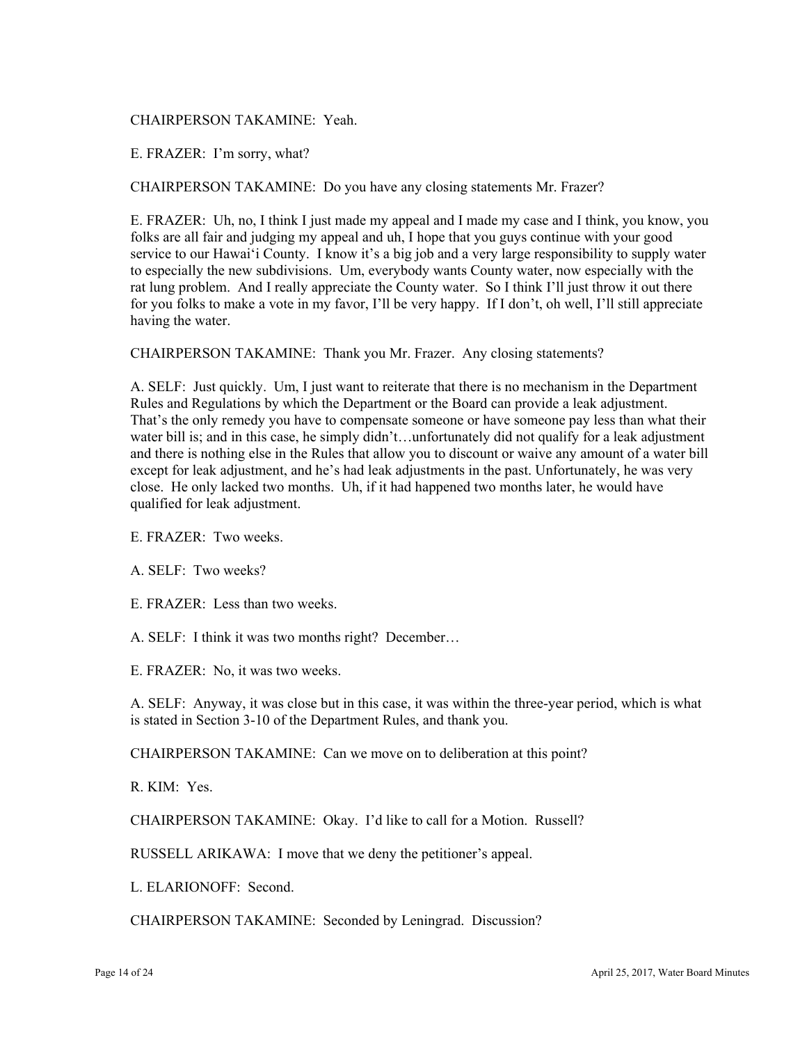CHAIRPERSON TAKAMINE: Yeah.

E. FRAZER: I'm sorry, what?

CHAIRPERSON TAKAMINE: Do you have any closing statements Mr. Frazer?

E. FRAZER: Uh, no, I think I just made my appeal and I made my case and I think, you know, you folks are all fair and judging my appeal and uh, I hope that you guys continue with your good service to our Hawaiʻi County. I know it's a big job and a very large responsibility to supply water to especially the new subdivisions. Um, everybody wants County water, now especially with the rat lung problem. And I really appreciate the County water. So I think I'll just throw it out there for you folks to make a vote in my favor, I'll be very happy. If I don't, oh well, I'll still appreciate having the water.

CHAIRPERSON TAKAMINE: Thank you Mr. Frazer. Any closing statements?

A. SELF: Just quickly. Um, I just want to reiterate that there is no mechanism in the Department Rules and Regulations by which the Department or the Board can provide a leak adjustment. That's the only remedy you have to compensate someone or have someone pay less than what their water bill is; and in this case, he simply didn't…unfortunately did not qualify for a leak adjustment and there is nothing else in the Rules that allow you to discount or waive any amount of a water bill except for leak adjustment, and he's had leak adjustments in the past. Unfortunately, he was very close. He only lacked two months. Uh, if it had happened two months later, he would have qualified for leak adjustment.

E. FRAZER: Two weeks.

A. SELF: Two weeks?

E. FRAZER: Less than two weeks.

A. SELF: I think it was two months right? December…

E. FRAZER: No, it was two weeks.

A. SELF: Anyway, it was close but in this case, it was within the three-year period, which is what is stated in Section 3-10 of the Department Rules, and thank you.

CHAIRPERSON TAKAMINE: Can we move on to deliberation at this point?

R. KIM: Yes.

CHAIRPERSON TAKAMINE: Okay. I'd like to call for a Motion. Russell?

RUSSELL ARIKAWA: I move that we deny the petitioner's appeal.

L. ELARIONOFF: Second.

CHAIRPERSON TAKAMINE: Seconded by Leningrad. Discussion?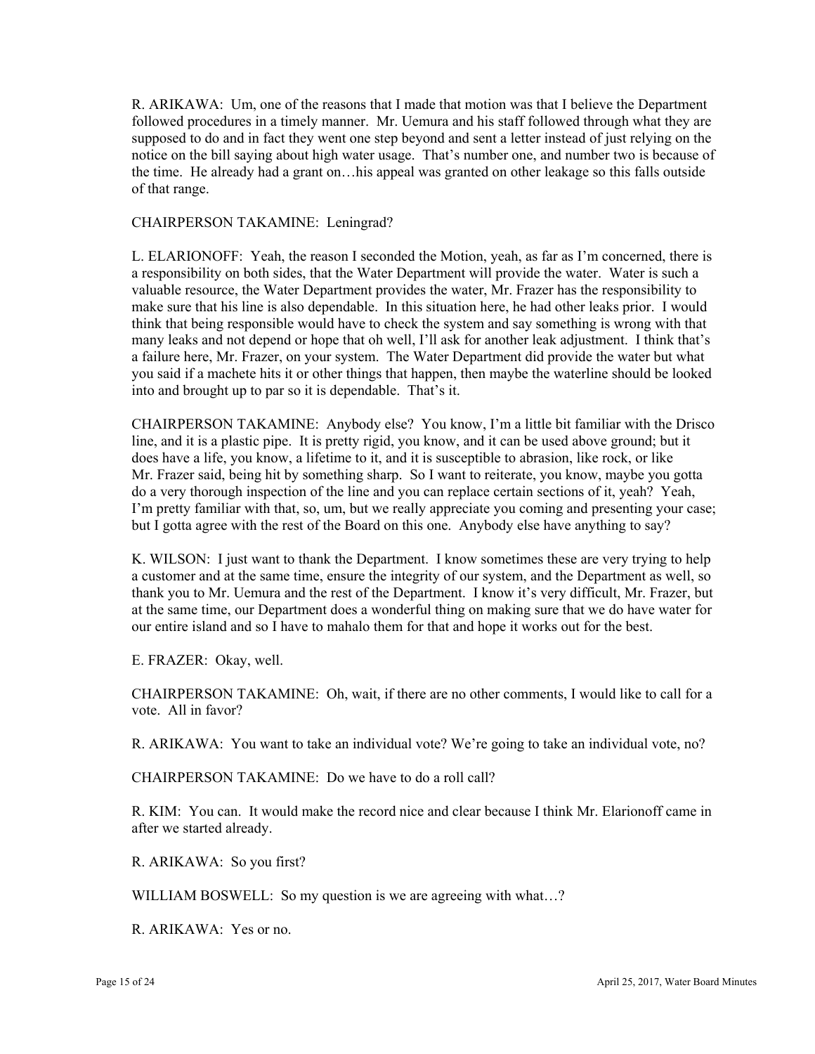R. ARIKAWA: Um, one of the reasons that I made that motion was that I believe the Department followed procedures in a timely manner. Mr. Uemura and his staff followed through what they are supposed to do and in fact they went one step beyond and sent a letter instead of just relying on the notice on the bill saying about high water usage. That's number one, and number two is because of the time. He already had a grant on…his appeal was granted on other leakage so this falls outside of that range.

CHAIRPERSON TAKAMINE: Leningrad?

L. ELARIONOFF: Yeah, the reason I seconded the Motion, yeah, as far as I'm concerned, there is a responsibility on both sides, that the Water Department will provide the water. Water is such a valuable resource, the Water Department provides the water, Mr. Frazer has the responsibility to make sure that his line is also dependable. In this situation here, he had other leaks prior. I would think that being responsible would have to check the system and say something is wrong with that many leaks and not depend or hope that oh well, I'll ask for another leak adjustment. I think that's a failure here, Mr. Frazer, on your system. The Water Department did provide the water but what you said if a machete hits it or other things that happen, then maybe the waterline should be looked into and brought up to par so it is dependable. That's it.

CHAIRPERSON TAKAMINE: Anybody else? You know, I'm a little bit familiar with the Drisco line, and it is a plastic pipe. It is pretty rigid, you know, and it can be used above ground; but it does have a life, you know, a lifetime to it, and it is susceptible to abrasion, like rock, or like Mr. Frazer said, being hit by something sharp. So I want to reiterate, you know, maybe you gotta do a very thorough inspection of the line and you can replace certain sections of it, yeah? Yeah, I'm pretty familiar with that, so, um, but we really appreciate you coming and presenting your case; but I gotta agree with the rest of the Board on this one. Anybody else have anything to say?

K. WILSON: I just want to thank the Department. I know sometimes these are very trying to help a customer and at the same time, ensure the integrity of our system, and the Department as well, so thank you to Mr. Uemura and the rest of the Department. I know it's very difficult, Mr. Frazer, but at the same time, our Department does a wonderful thing on making sure that we do have water for our entire island and so I have to mahalo them for that and hope it works out for the best.

E. FRAZER: Okay, well.

CHAIRPERSON TAKAMINE: Oh, wait, if there are no other comments, I would like to call for a vote. All in favor?

R. ARIKAWA: You want to take an individual vote? We're going to take an individual vote, no?

CHAIRPERSON TAKAMINE: Do we have to do a roll call?

R. KIM: You can. It would make the record nice and clear because I think Mr. Elarionoff came in after we started already.

R. ARIKAWA: So you first?

WILLIAM BOSWELL: So my question is we are agreeing with what…?

R. ARIKAWA: Yes or no.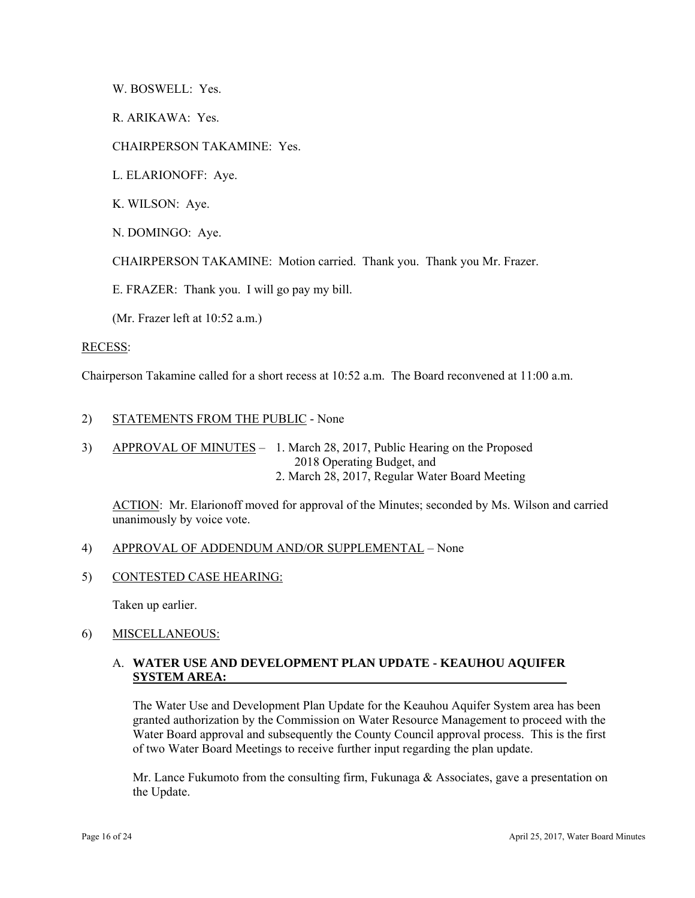W. BOSWELL: Yes.

R. ARIKAWA: Yes.

CHAIRPERSON TAKAMINE: Yes.

L. ELARIONOFF: Aye.

K. WILSON: Aye.

N. DOMINGO: Aye.

CHAIRPERSON TAKAMINE: Motion carried. Thank you. Thank you Mr. Frazer.

E. FRAZER: Thank you. I will go pay my bill.

(Mr. Frazer left at 10:52 a.m.)

<u>RECESS</u>:

Chairperson Takamine called for a short recess at 10:52 a.m. The Board reconvened at 11:00 a.m.

2) <u>STATEMENTS FROM THE PUBLIC</u> - None

3) <u>APPROVAL OF MINUTES</u> – 1. March 28, 2017, Public Hearing on the Proposed 2018 Operating Budget, and
   2. March 28, 2017, Regular Water Board Meeting

   <u>ACTION</u>: Mr. Elarionoff moved for approval of the Minutes; seconded by Ms. Wilson and carried unanimously by voice vote.

4) <u>APPROVAL OF ADDENDUM AND/OR SUPPLEMENTAL</u> – None

5) <u>CONTESTED CASE HEARING:</u>

   Taken up earlier.

6) <u>MISCELLANEOUS:</u>

   A. **<u>WATER USE AND DEVELOPMENT PLAN UPDATE - KEAUHOU AQUIFER SYSTEM AREA:</u>**

   The Water Use and Development Plan Update for the Keauhou Aquifer System area has been granted authorization by the Commission on Water Resource Management to proceed with the Water Board approval and subsequently the County Council approval process. This is the first of two Water Board Meetings to receive further input regarding the plan update.

   Mr. Lance Fukumoto from the consulting firm, Fukunaga & Associates, gave a presentation on the Update.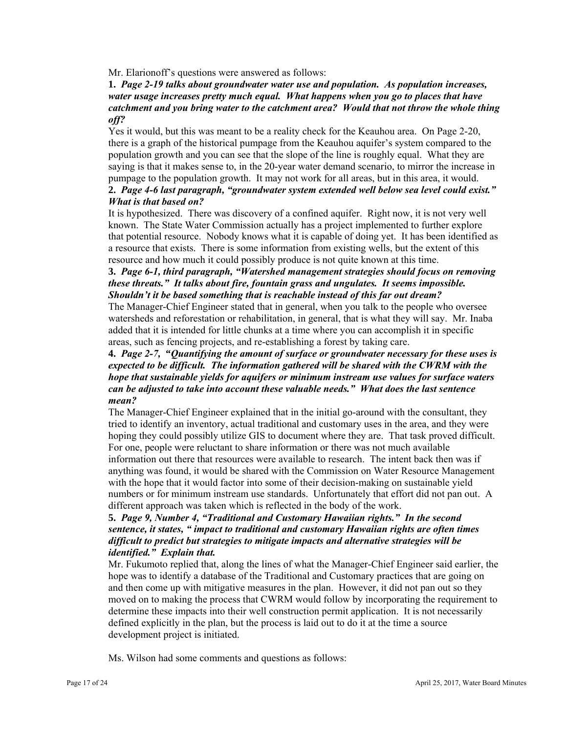Mr. Elarionoff's questions were answered as follows:

**1.** ***Page 2-19 talks about groundwater water use and population. As population increases, water usage increases pretty much equal. What happens when you go to places that have catchment and you bring water to the catchment area? Would that not throw the whole thing off?***

Yes it would, but this was meant to be a reality check for the Keauhou area. On Page 2-20, there is a graph of the historical pumpage from the Keauhou aquifer's system compared to the population growth and you can see that the slope of the line is roughly equal. What they are saying is that it makes sense to, in the 20-year water demand scenario, to mirror the increase in pumpage to the population growth. It may not work for all areas, but in this area, it would.

**2.** ***Page 4-6 last paragraph, "groundwater system extended well below sea level could exist." What is that based on?***

It is hypothesized. There was discovery of a confined aquifer. Right now, it is not very well known. The State Water Commission actually has a project implemented to further explore that potential resource. Nobody knows what it is capable of doing yet. It has been identified as a resource that exists. There is some information from existing wells, but the extent of this resource and how much it could possibly produce is not quite known at this time.

**3.** ***Page 6-1, third paragraph, "Watershed management strategies should focus on removing these threats." It talks about fire, fountain grass and ungulates. It seems impossible. Shouldn't it be based something that is reachable instead of this far out dream?***

The Manager-Chief Engineer stated that in general, when you talk to the people who oversee watersheds and reforestation or rehabilitation, in general, that is what they will say. Mr. Inaba added that it is intended for little chunks at a time where you can accomplish it in specific areas, such as fencing projects, and re-establishing a forest by taking care.

**4.** ***Page 2-7, "Quantifying the amount of surface or groundwater necessary for these uses is expected to be difficult. The information gathered will be shared with the CWRM with the hope that sustainable yields for aquifers or minimum instream use values for surface waters can be adjusted to take into account these valuable needs." What does the last sentence mean?***

The Manager-Chief Engineer explained that in the initial go-around with the consultant, they tried to identify an inventory, actual traditional and customary uses in the area, and they were hoping they could possibly utilize GIS to document where they are. That task proved difficult. For one, people were reluctant to share information or there was not much available information out there that resources were available to research. The intent back then was if anything was found, it would be shared with the Commission on Water Resource Management with the hope that it would factor into some of their decision-making on sustainable yield numbers or for minimum instream use standards. Unfortunately that effort did not pan out. A different approach was taken which is reflected in the body of the work.

**5.** ***Page 9, Number 4, "Traditional and Customary Hawaiian rights." In the second sentence, it states, " impact to traditional and customary Hawaiian rights are often times difficult to predict but strategies to mitigate impacts and alternative strategies will be identified." Explain that.***

Mr. Fukumoto replied that, along the lines of what the Manager-Chief Engineer said earlier, the hope was to identify a database of the Traditional and Customary practices that are going on and then come up with mitigative measures in the plan. However, it did not pan out so they moved on to making the process that CWRM would follow by incorporating the requirement to determine these impacts into their well construction permit application. It is not necessarily defined explicitly in the plan, but the process is laid out to do it at the time a source development project is initiated.

Ms. Wilson had some comments and questions as follows: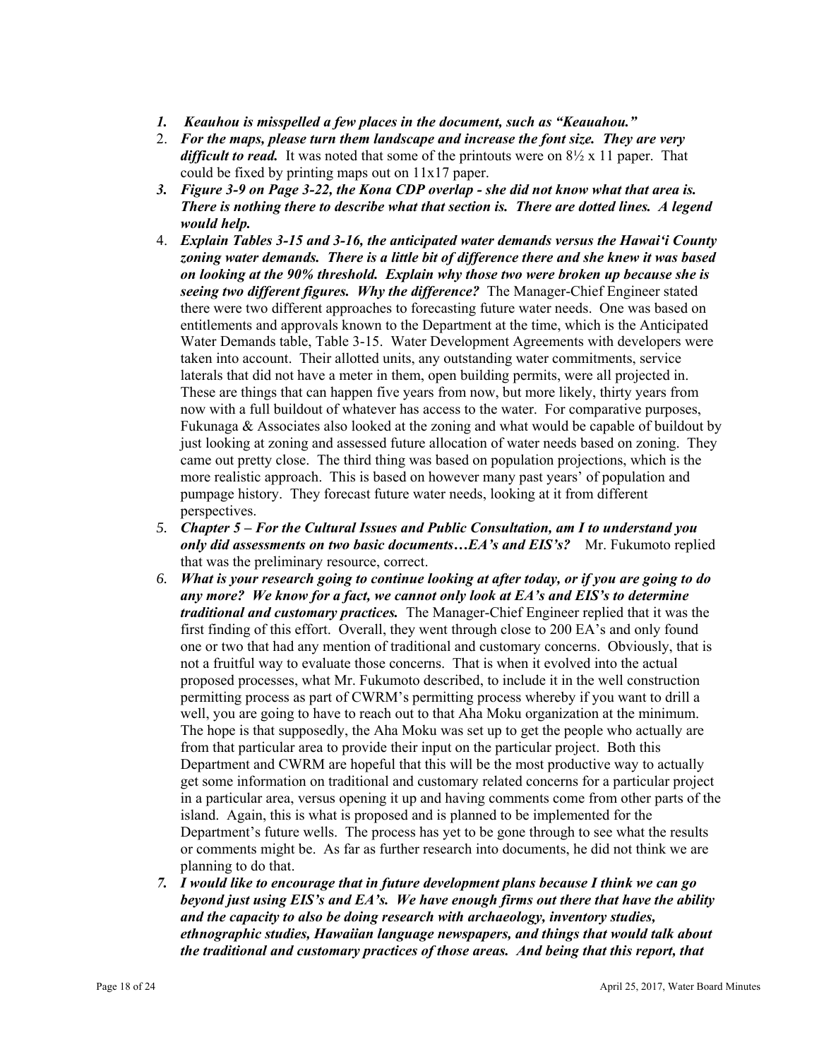1. ***Keauhou is misspelled a few places in the document, such as "Keauahou."***
2. ***For the maps, please turn them landscape and increase the font size. They are very difficult to read.*** It was noted that some of the printouts were on 8½ x 11 paper. That could be fixed by printing maps out on 11x17 paper.
3. ***Figure 3-9 on Page 3-22, the Kona CDP overlap - she did not know what that area is. There is nothing there to describe what that section is. There are dotted lines. A legend would help.***
4. ***Explain Tables 3-15 and 3-16, the anticipated water demands versus the Hawai'i County zoning water demands. There is a little bit of difference there and she knew it was based on looking at the 90% threshold. Explain why those two were broken up because she is seeing two different figures. Why the difference?*** The Manager-Chief Engineer stated there were two different approaches to forecasting future water needs. One was based on entitlements and approvals known to the Department at the time, which is the Anticipated Water Demands table, Table 3-15. Water Development Agreements with developers were taken into account. Their allotted units, any outstanding water commitments, service laterals that did not have a meter in them, open building permits, were all projected in. These are things that can happen five years from now, but more likely, thirty years from now with a full buildout of whatever has access to the water. For comparative purposes, Fukunaga & Associates also looked at the zoning and what would be capable of buildout by just looking at zoning and assessed future allocation of water needs based on zoning. They came out pretty close. The third thing was based on population projections, which is the more realistic approach. This is based on however many past years' of population and pumpage history. They forecast future water needs, looking at it from different perspectives.
5. ***Chapter 5 – For the Cultural Issues and Public Consultation, am I to understand you only did assessments on two basic documents…EA's and EIS's?*** Mr. Fukumoto replied that was the preliminary resource, correct.
6. ***What is your research going to continue looking at after today, or if you are going to do any more? We know for a fact, we cannot only look at EA's and EIS's to determine traditional and customary practices.*** The Manager-Chief Engineer replied that it was the first finding of this effort. Overall, they went through close to 200 EA's and only found one or two that had any mention of traditional and customary concerns. Obviously, that is not a fruitful way to evaluate those concerns. That is when it evolved into the actual proposed processes, what Mr. Fukumoto described, to include it in the well construction permitting process as part of CWRM's permitting process whereby if you want to drill a well, you are going to have to reach out to that Aha Moku organization at the minimum. The hope is that supposedly, the Aha Moku was set up to get the people who actually are from that particular area to provide their input on the particular project. Both this Department and CWRM are hopeful that this will be the most productive way to actually get some information on traditional and customary related concerns for a particular project in a particular area, versus opening it up and having comments come from other parts of the island. Again, this is what is proposed and is planned to be implemented for the Department's future wells. The process has yet to be gone through to see what the results or comments might be. As far as further research into documents, he did not think we are planning to do that.
7. ***I would like to encourage that in future development plans because I think we can go beyond just using EIS's and EA's. We have enough firms out there that have the ability and the capacity to also be doing research with archaeology, inventory studies, ethnographic studies, Hawaiian language newspapers, and things that would talk about the traditional and customary practices of those areas. And being that this report, that***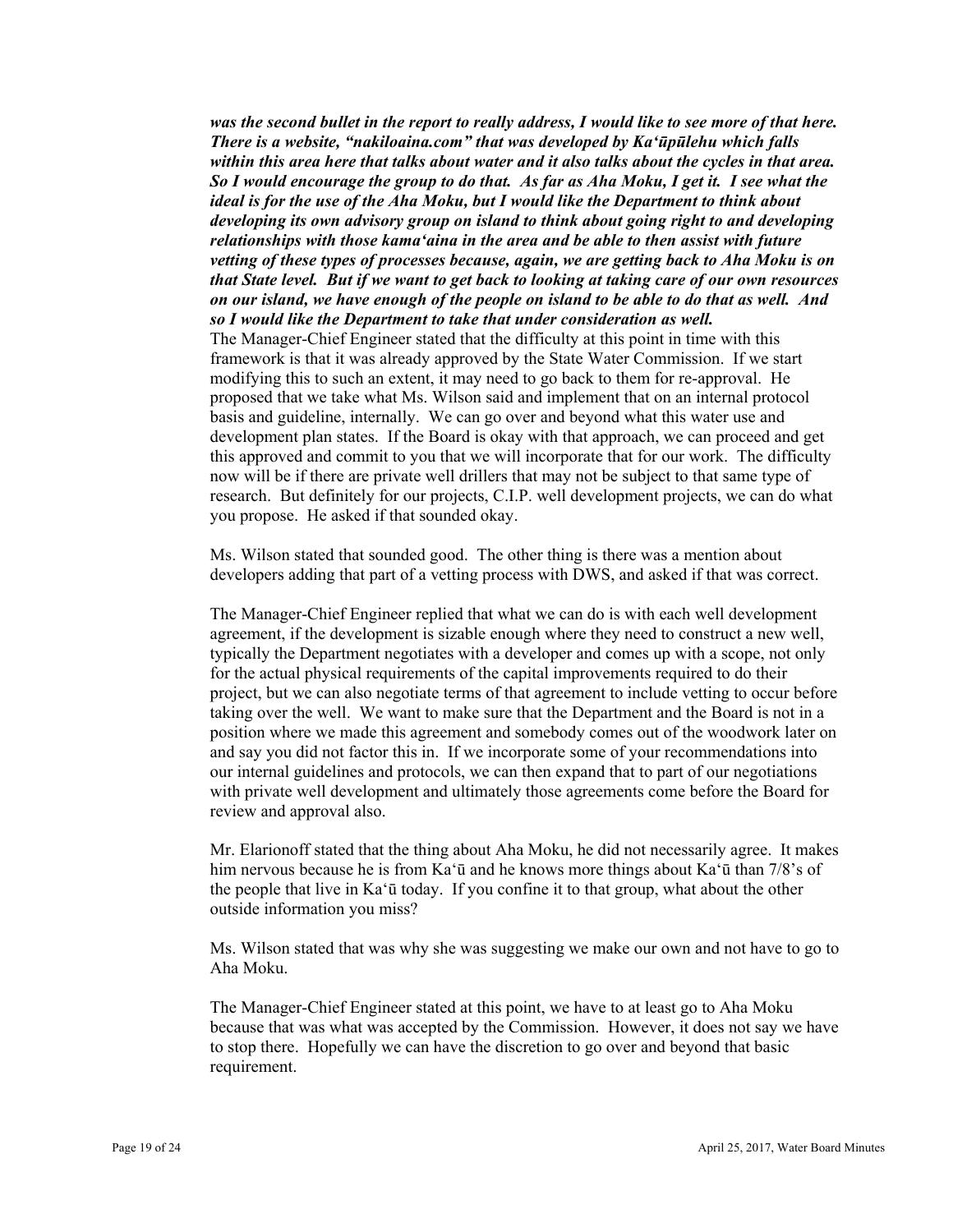***was the second bullet in the report to really address, I would like to see more of that here. There is a website, "nakiloaina.com" that was developed by Ka'ūpūlehu which falls within this area here that talks about water and it also talks about the cycles in that area. So I would encourage the group to do that. As far as Aha Moku, I get it. I see what the ideal is for the use of the Aha Moku, but I would like the Department to think about developing its own advisory group on island to think about going right to and developing relationships with those kama'aina in the area and be able to then assist with future vetting of these types of processes because, again, we are getting back to Aha Moku is on that State level. But if we want to get back to looking at taking care of our own resources on our island, we have enough of the people on island to be able to do that as well. And so I would like the Department to take that under consideration as well.***

The Manager-Chief Engineer stated that the difficulty at this point in time with this framework is that it was already approved by the State Water Commission. If we start modifying this to such an extent, it may need to go back to them for re-approval. He proposed that we take what Ms. Wilson said and implement that on an internal protocol basis and guideline, internally. We can go over and beyond what this water use and development plan states. If the Board is okay with that approach, we can proceed and get this approved and commit to you that we will incorporate that for our work. The difficulty now will be if there are private well drillers that may not be subject to that same type of research. But definitely for our projects, C.I.P. well development projects, we can do what you propose. He asked if that sounded okay.

Ms. Wilson stated that sounded good. The other thing is there was a mention about developers adding that part of a vetting process with DWS, and asked if that was correct.

The Manager-Chief Engineer replied that what we can do is with each well development agreement, if the development is sizable enough where they need to construct a new well, typically the Department negotiates with a developer and comes up with a scope, not only for the actual physical requirements of the capital improvements required to do their project, but we can also negotiate terms of that agreement to include vetting to occur before taking over the well. We want to make sure that the Department and the Board is not in a position where we made this agreement and somebody comes out of the woodwork later on and say you did not factor this in. If we incorporate some of your recommendations into our internal guidelines and protocols, we can then expand that to part of our negotiations with private well development and ultimately those agreements come before the Board for review and approval also.

Mr. Elarionoff stated that the thing about Aha Moku, he did not necessarily agree. It makes him nervous because he is from Ka'ū and he knows more things about Ka'ū than 7/8's of the people that live in Ka'ū today. If you confine it to that group, what about the other outside information you miss?

Ms. Wilson stated that was why she was suggesting we make our own and not have to go to Aha Moku.

The Manager-Chief Engineer stated at this point, we have to at least go to Aha Moku because that was what was accepted by the Commission. However, it does not say we have to stop there. Hopefully we can have the discretion to go over and beyond that basic requirement.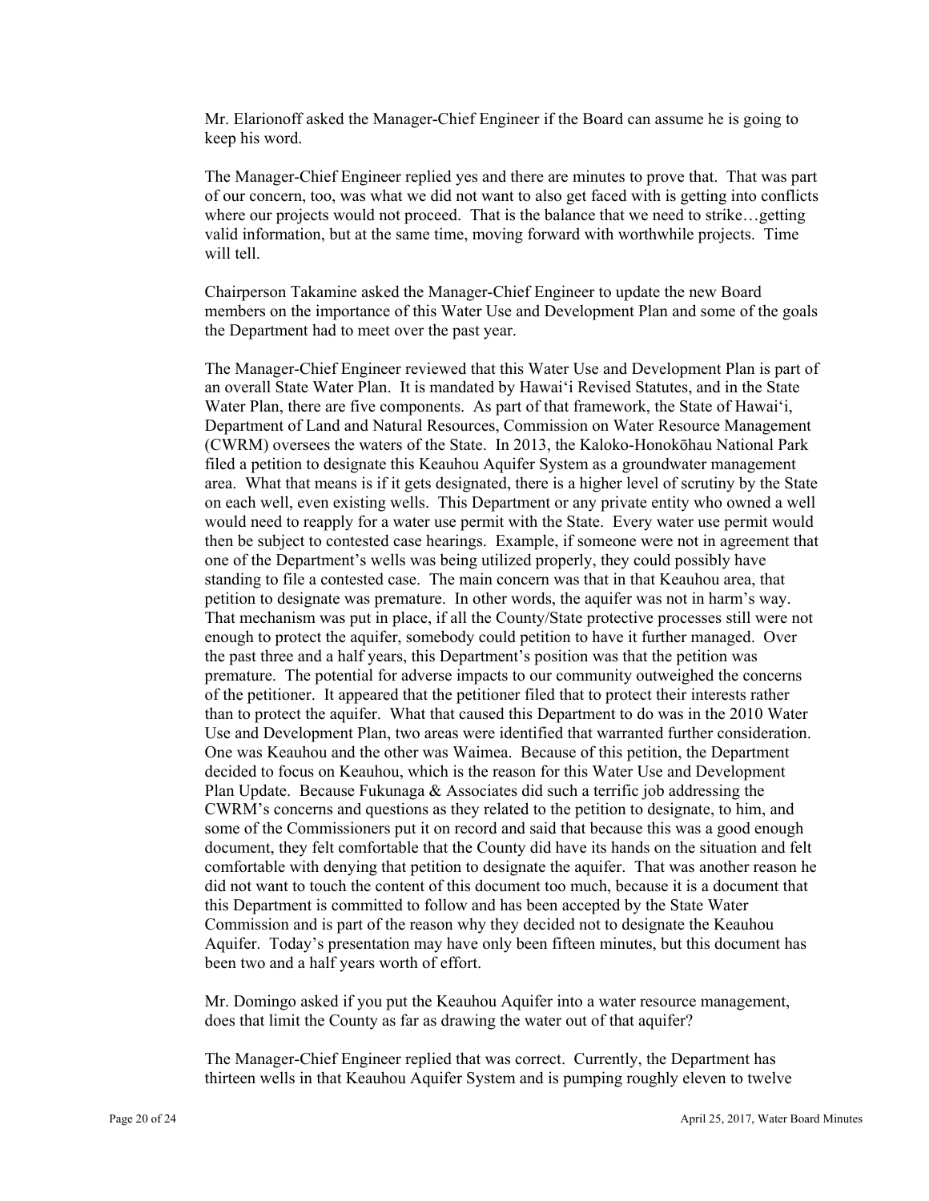Mr. Elarionoff asked the Manager-Chief Engineer if the Board can assume he is going to keep his word.

The Manager-Chief Engineer replied yes and there are minutes to prove that. That was part of our concern, too, was what we did not want to also get faced with is getting into conflicts where our projects would not proceed. That is the balance that we need to strike…getting valid information, but at the same time, moving forward with worthwhile projects. Time will tell.

Chairperson Takamine asked the Manager-Chief Engineer to update the new Board members on the importance of this Water Use and Development Plan and some of the goals the Department had to meet over the past year.

The Manager-Chief Engineer reviewed that this Water Use and Development Plan is part of an overall State Water Plan. It is mandated by Hawaiʻi Revised Statutes, and in the State Water Plan, there are five components. As part of that framework, the State of Hawaiʻi, Department of Land and Natural Resources, Commission on Water Resource Management (CWRM) oversees the waters of the State. In 2013, the Kaloko-Honokōhau National Park filed a petition to designate this Keauhou Aquifer System as a groundwater management area. What that means is if it gets designated, there is a higher level of scrutiny by the State on each well, even existing wells. This Department or any private entity who owned a well would need to reapply for a water use permit with the State. Every water use permit would then be subject to contested case hearings. Example, if someone were not in agreement that one of the Department's wells was being utilized properly, they could possibly have standing to file a contested case. The main concern was that in that Keauhou area, that petition to designate was premature. In other words, the aquifer was not in harm's way. That mechanism was put in place, if all the County/State protective processes still were not enough to protect the aquifer, somebody could petition to have it further managed. Over the past three and a half years, this Department's position was that the petition was premature. The potential for adverse impacts to our community outweighed the concerns of the petitioner. It appeared that the petitioner filed that to protect their interests rather than to protect the aquifer. What that caused this Department to do was in the 2010 Water Use and Development Plan, two areas were identified that warranted further consideration. One was Keauhou and the other was Waimea. Because of this petition, the Department decided to focus on Keauhou, which is the reason for this Water Use and Development Plan Update. Because Fukunaga & Associates did such a terrific job addressing the CWRM's concerns and questions as they related to the petition to designate, to him, and some of the Commissioners put it on record and said that because this was a good enough document, they felt comfortable that the County did have its hands on the situation and felt comfortable with denying that petition to designate the aquifer. That was another reason he did not want to touch the content of this document too much, because it is a document that this Department is committed to follow and has been accepted by the State Water Commission and is part of the reason why they decided not to designate the Keauhou Aquifer. Today's presentation may have only been fifteen minutes, but this document has been two and a half years worth of effort.

Mr. Domingo asked if you put the Keauhou Aquifer into a water resource management, does that limit the County as far as drawing the water out of that aquifer?

The Manager-Chief Engineer replied that was correct. Currently, the Department has thirteen wells in that Keauhou Aquifer System and is pumping roughly eleven to twelve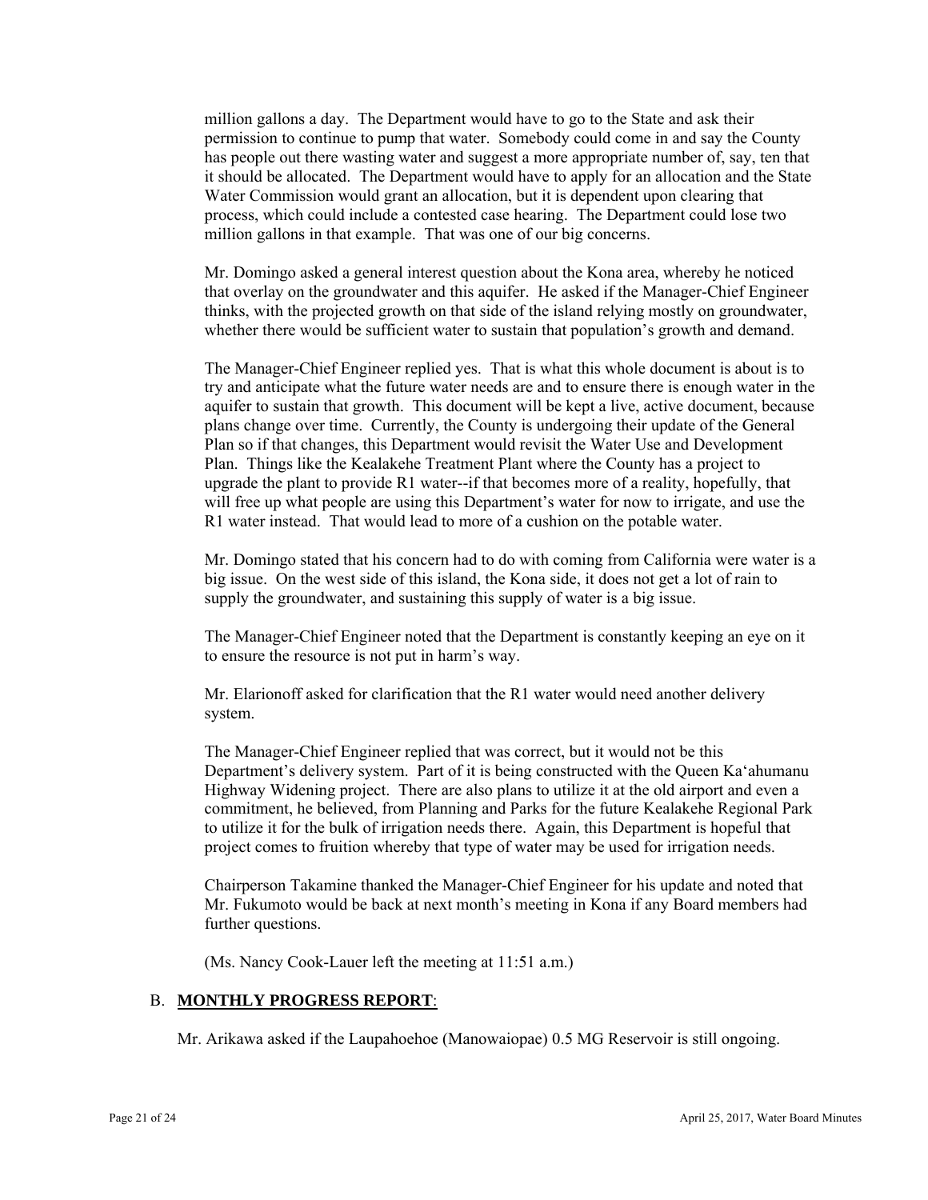million gallons a day. The Department would have to go to the State and ask their permission to continue to pump that water. Somebody could come in and say the County has people out there wasting water and suggest a more appropriate number of, say, ten that it should be allocated. The Department would have to apply for an allocation and the State Water Commission would grant an allocation, but it is dependent upon clearing that process, which could include a contested case hearing. The Department could lose two million gallons in that example. That was one of our big concerns.

Mr. Domingo asked a general interest question about the Kona area, whereby he noticed that overlay on the groundwater and this aquifer. He asked if the Manager-Chief Engineer thinks, with the projected growth on that side of the island relying mostly on groundwater, whether there would be sufficient water to sustain that population's growth and demand.

The Manager-Chief Engineer replied yes. That is what this whole document is about is to try and anticipate what the future water needs are and to ensure there is enough water in the aquifer to sustain that growth. This document will be kept a live, active document, because plans change over time. Currently, the County is undergoing their update of the General Plan so if that changes, this Department would revisit the Water Use and Development Plan. Things like the Kealakehe Treatment Plant where the County has a project to upgrade the plant to provide R1 water--if that becomes more of a reality, hopefully, that will free up what people are using this Department's water for now to irrigate, and use the R1 water instead. That would lead to more of a cushion on the potable water.

Mr. Domingo stated that his concern had to do with coming from California were water is a big issue. On the west side of this island, the Kona side, it does not get a lot of rain to supply the groundwater, and sustaining this supply of water is a big issue.

The Manager-Chief Engineer noted that the Department is constantly keeping an eye on it to ensure the resource is not put in harm's way.

Mr. Elarionoff asked for clarification that the R1 water would need another delivery system.

The Manager-Chief Engineer replied that was correct, but it would not be this Department's delivery system. Part of it is being constructed with the Queen Ka'ahumanu Highway Widening project. There are also plans to utilize it at the old airport and even a commitment, he believed, from Planning and Parks for the future Kealakehe Regional Park to utilize it for the bulk of irrigation needs there. Again, this Department is hopeful that project comes to fruition whereby that type of water may be used for irrigation needs.

Chairperson Takamine thanked the Manager-Chief Engineer for his update and noted that Mr. Fukumoto would be back at next month's meeting in Kona if any Board members had further questions.

(Ms. Nancy Cook-Lauer left the meeting at 11:51 a.m.)

B. **MONTHLY PROGRESS REPORT**:

Mr. Arikawa asked if the Laupahoehoe (Manowaiopae) 0.5 MG Reservoir is still ongoing.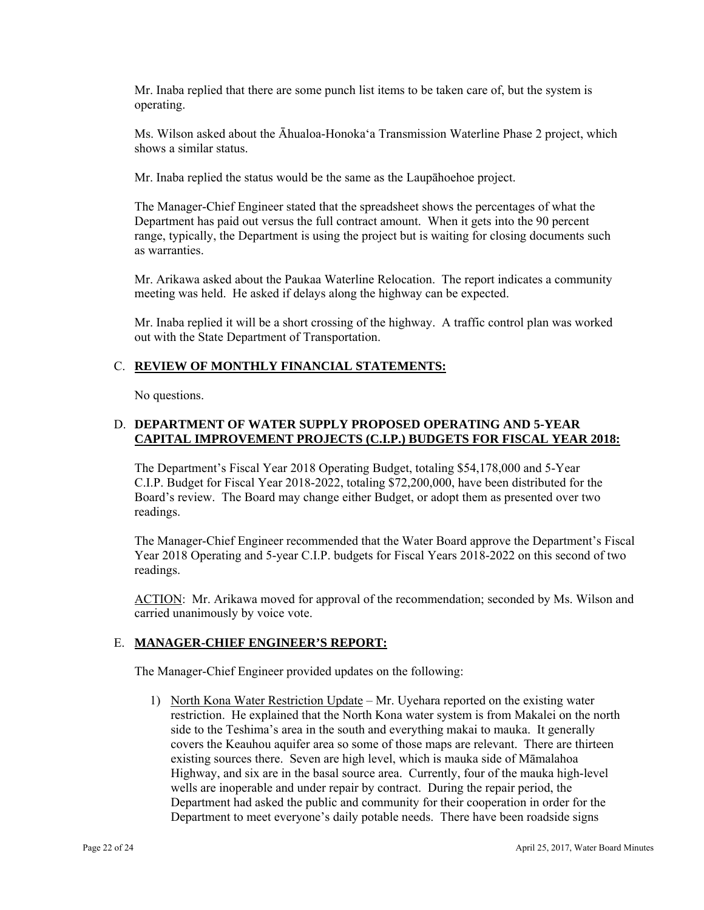Mr. Inaba replied that there are some punch list items to be taken care of, but the system is operating.

Ms. Wilson asked about the Āhualoa-Honokaʻa Transmission Waterline Phase 2 project, which shows a similar status.

Mr. Inaba replied the status would be the same as the Laupāhoehoe project.

The Manager-Chief Engineer stated that the spreadsheet shows the percentages of what the Department has paid out versus the full contract amount. When it gets into the 90 percent range, typically, the Department is using the project but is waiting for closing documents such as warranties.

Mr. Arikawa asked about the Paukaa Waterline Relocation. The report indicates a community meeting was held. He asked if delays along the highway can be expected.

Mr. Inaba replied it will be a short crossing of the highway. A traffic control plan was worked out with the State Department of Transportation.

C. **REVIEW OF MONTHLY FINANCIAL STATEMENTS:**

No questions.

D. **DEPARTMENT OF WATER SUPPLY PROPOSED OPERATING AND 5-YEAR CAPITAL IMPROVEMENT PROJECTS (C.I.P.) BUDGETS FOR FISCAL YEAR 2018:**

The Department's Fiscal Year 2018 Operating Budget, totaling $54,178,000 and 5-Year C.I.P. Budget for Fiscal Year 2018-2022, totaling $72,200,000, have been distributed for the Board's review. The Board may change either Budget, or adopt them as presented over two readings.

The Manager-Chief Engineer recommended that the Water Board approve the Department's Fiscal Year 2018 Operating and 5-year C.I.P. budgets for Fiscal Years 2018-2022 on this second of two readings.

ACTION: Mr. Arikawa moved for approval of the recommendation; seconded by Ms. Wilson and carried unanimously by voice vote.

E. **MANAGER-CHIEF ENGINEER'S REPORT:**

The Manager-Chief Engineer provided updates on the following:

1) North Kona Water Restriction Update – Mr. Uyehara reported on the existing water restriction. He explained that the North Kona water system is from Makalei on the north side to the Teshima's area in the south and everything makai to mauka. It generally covers the Keauhou aquifer area so some of those maps are relevant. There are thirteen existing sources there. Seven are high level, which is mauka side of Māmalahoa Highway, and six are in the basal source area. Currently, four of the mauka high-level wells are inoperable and under repair by contract. During the repair period, the Department had asked the public and community for their cooperation in order for the Department to meet everyone's daily potable needs. There have been roadside signs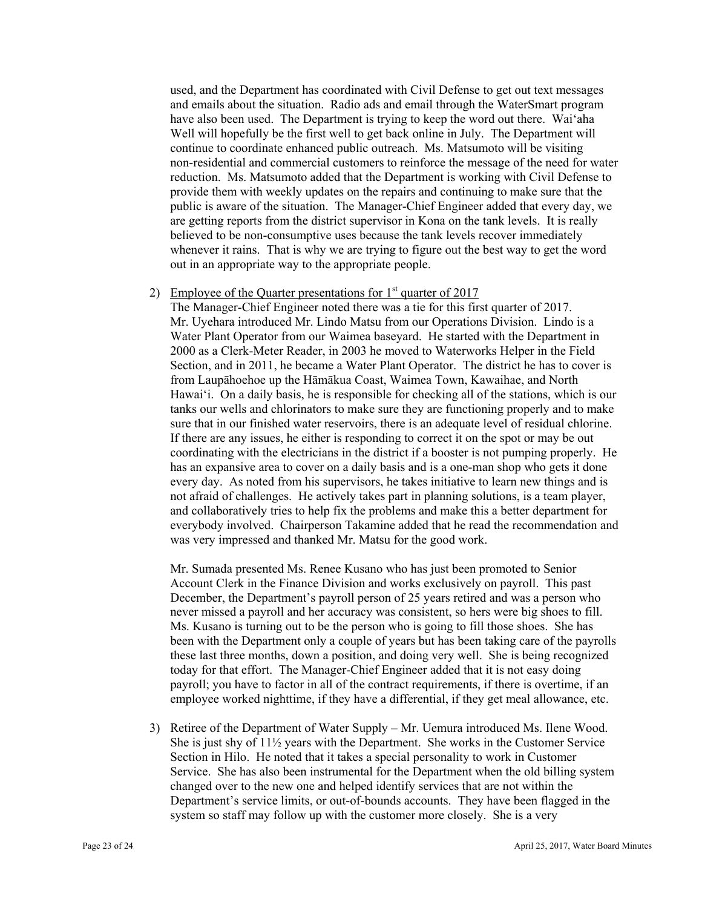used, and the Department has coordinated with Civil Defense to get out text messages and emails about the situation. Radio ads and email through the WaterSmart program have also been used. The Department is trying to keep the word out there. Wai'aha Well will hopefully be the first well to get back online in July. The Department will continue to coordinate enhanced public outreach. Ms. Matsumoto will be visiting non-residential and commercial customers to reinforce the message of the need for water reduction. Ms. Matsumoto added that the Department is working with Civil Defense to provide them with weekly updates on the repairs and continuing to make sure that the public is aware of the situation. The Manager-Chief Engineer added that every day, we are getting reports from the district supervisor in Kona on the tank levels. It is really believed to be non-consumptive uses because the tank levels recover immediately whenever it rains. That is why we are trying to figure out the best way to get the word out in an appropriate way to the appropriate people.

2) Employee of the Quarter presentations for 1st quarter of 2017

   The Manager-Chief Engineer noted there was a tie for this first quarter of 2017. Mr. Uyehara introduced Mr. Lindo Matsu from our Operations Division. Lindo is a Water Plant Operator from our Waimea baseyard. He started with the Department in 2000 as a Clerk-Meter Reader, in 2003 he moved to Waterworks Helper in the Field Section, and in 2011, he became a Water Plant Operator. The district he has to cover is from Laupāhoehoe up the Hāmākua Coast, Waimea Town, Kawaihae, and North Hawai'i. On a daily basis, he is responsible for checking all of the stations, which is our tanks our wells and chlorinators to make sure they are functioning properly and to make sure that in our finished water reservoirs, there is an adequate level of residual chlorine. If there are any issues, he either is responding to correct it on the spot or may be out coordinating with the electricians in the district if a booster is not pumping properly. He has an expansive area to cover on a daily basis and is a one-man shop who gets it done every day. As noted from his supervisors, he takes initiative to learn new things and is not afraid of challenges. He actively takes part in planning solutions, is a team player, and collaboratively tries to help fix the problems and make this a better department for everybody involved. Chairperson Takamine added that he read the recommendation and was very impressed and thanked Mr. Matsu for the good work.

   Mr. Sumada presented Ms. Renee Kusano who has just been promoted to Senior Account Clerk in the Finance Division and works exclusively on payroll. This past December, the Department's payroll person of 25 years retired and was a person who never missed a payroll and her accuracy was consistent, so hers were big shoes to fill. Ms. Kusano is turning out to be the person who is going to fill those shoes. She has been with the Department only a couple of years but has been taking care of the payrolls these last three months, down a position, and doing very well. She is being recognized today for that effort. The Manager-Chief Engineer added that it is not easy doing payroll; you have to factor in all of the contract requirements, if there is overtime, if an employee worked nighttime, if they have a differential, if they get meal allowance, etc.

3) Retiree of the Department of Water Supply – Mr. Uemura introduced Ms. Ilene Wood. She is just shy of 11½ years with the Department. She works in the Customer Service Section in Hilo. He noted that it takes a special personality to work in Customer Service. She has also been instrumental for the Department when the old billing system changed over to the new one and helped identify services that are not within the Department's service limits, or out-of-bounds accounts. They have been flagged in the system so staff may follow up with the customer more closely. She is a very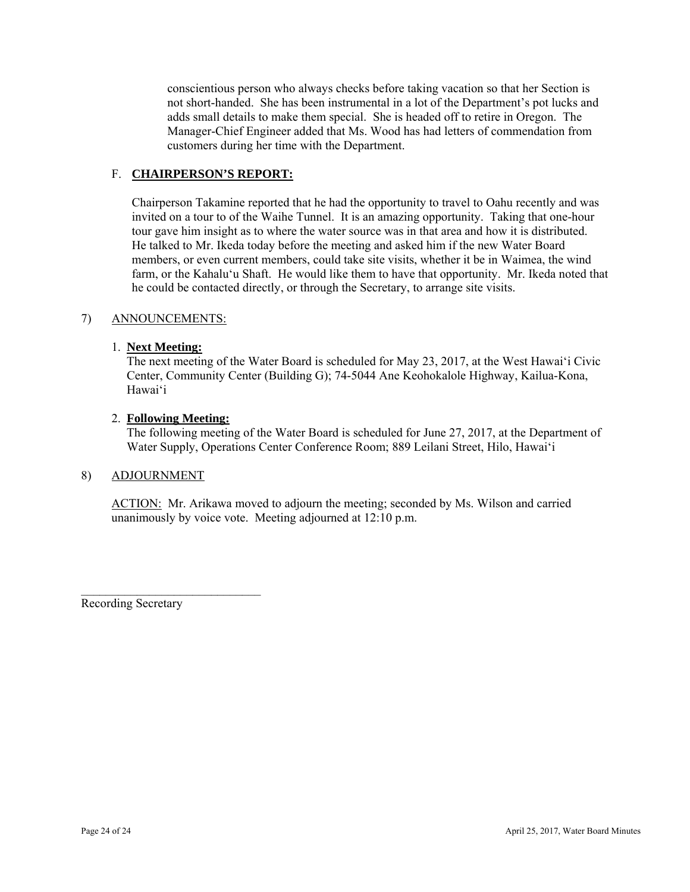conscientious person who always checks before taking vacation so that her Section is not short-handed. She has been instrumental in a lot of the Department's pot lucks and adds small details to make them special. She is headed off to retire in Oregon. The Manager-Chief Engineer added that Ms. Wood has had letters of commendation from customers during her time with the Department.

F. **CHAIRPERSON'S REPORT:**

Chairperson Takamine reported that he had the opportunity to travel to Oahu recently and was invited on a tour to of the Waihe Tunnel. It is an amazing opportunity. Taking that one-hour tour gave him insight as to where the water source was in that area and how it is distributed. He talked to Mr. Ikeda today before the meeting and asked him if the new Water Board members, or even current members, could take site visits, whether it be in Waimea, the wind farm, or the Kahalu'u Shaft. He would like them to have that opportunity. Mr. Ikeda noted that he could be contacted directly, or through the Secretary, to arrange site visits.

7) ANNOUNCEMENTS:

1. **Next Meeting:**
   The next meeting of the Water Board is scheduled for May 23, 2017, at the West Hawai'i Civic Center, Community Center (Building G); 74-5044 Ane Keohokalole Highway, Kailua-Kona, Hawai'i

2. **Following Meeting:**
   The following meeting of the Water Board is scheduled for June 27, 2017, at the Department of Water Supply, Operations Center Conference Room; 889 Leilani Street, Hilo, Hawai'i

8) ADJOURNMENT

ACTION: Mr. Arikawa moved to adjourn the meeting; seconded by Ms. Wilson and carried unanimously by voice vote. Meeting adjourned at 12:10 p.m.

\_\_\_\_\_\_\_\_\_\_\_\_\_\_\_\_\_\_\_\_\_\_\_\_\_\_\_\_\_\_

Recording Secretary